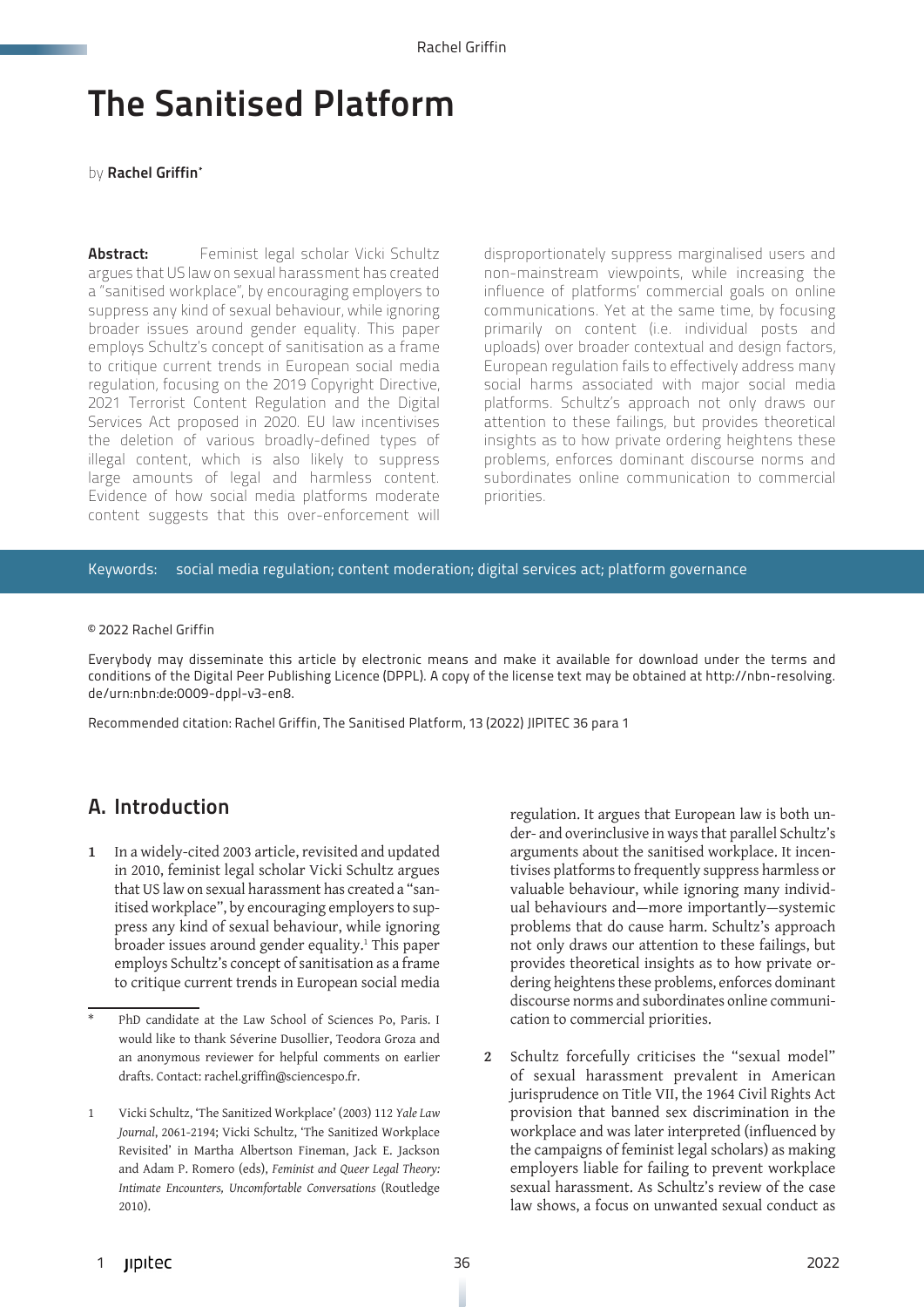# The Sanitised Platform

by **Rachel Griffin**[*]

**Abstract:** Feminist legal scholar Vicki Schultz argues that US law on sexual harassment has created a "sanitised workplace", by encouraging employers to suppress any kind of sexual behaviour, while ignoring broader issues around gender equality. This paper employs Schultz's concept of sanitisation as a frame to critique current trends in European social media regulation, focusing on the 2019 Copyright Directive, 2021 Terrorist Content Regulation and the Digital Services Act proposed in 2020. EU law incentivises the deletion of various broadly-defined types of illegal content, which is also likely to suppress large amounts of legal and harmless content. Evidence of how social media platforms moderate content suggests that this over-enforcement will disproportionately suppress marginalised users and non-mainstream viewpoints, while increasing the influence of platforms' commercial goals on online communications. Yet at the same time, by focusing primarily on content (i.e. individual posts and uploads) over broader contextual and design factors, European regulation fails to effectively address many social harms associated with major social media platforms. Schultz's approach not only draws our attention to these failings, but provides theoretical insights as to how private ordering heightens these problems, enforces dominant discourse norms and subordinates online communication to commercial priorities.

Keywords: social media regulation; content moderation; digital services act; platform governance

© 2022 Rachel Griffin

Everybody may disseminate this article by electronic means and make it available for download under the terms and conditions of the Digital Peer Publishing Licence (DPPL). A copy of the license text may be obtained at http://nbn-resolving.de/urn:nbn:de:0009-dppl-v3-en8.

Recommended citation: Rachel Griffin, The Sanitised Platform, 13 (2022) JIPITEC 36 para 1

## A. Introduction

**1** In a widely-cited 2003 article, revisited and updated in 2010, feminist legal scholar Vicki Schultz argues that US law on sexual harassment has created a "sanitised workplace", by encouraging employers to suppress any kind of sexual behaviour, while ignoring broader issues around gender equality.[1] This paper employs Schultz's concept of sanitisation as a frame to critique current trends in European social media regulation. It argues that European law is both under- and overinclusive in ways that parallel Schultz's arguments about the sanitised workplace. It incentivises platforms to frequently suppress harmless or valuable behaviour, while ignoring many individual behaviours and—more importantly—systemic problems that do cause harm. Schultz's approach not only draws our attention to these failings, but provides theoretical insights as to how private ordering heightens these problems, enforces dominant discourse norms and subordinates online communication to commercial priorities.

**2** Schultz forcefully criticises the "sexual model" of sexual harassment prevalent in American jurisprudence on Title VII, the 1964 Civil Rights Act provision that banned sex discrimination in the workplace and was later interpreted (influenced by the campaigns of feminist legal scholars) as making employers liable for failing to prevent workplace sexual harassment. As Schultz's review of the case law shows, a focus on unwanted sexual conduct as

---

[*] PhD candidate at the Law School of Sciences Po, Paris. I would like to thank Séverine Dusollier, Teodora Groza and an anonymous reviewer for helpful comments on earlier drafts. Contact: rachel.griffin@sciencespo.fr.

[1] Vicki Schultz, 'The Sanitized Workplace' (2003) 112 *Yale Law Journal*, 2061-2194; Vicki Schultz, 'The Sanitized Workplace Revisited' in Martha Albertson Fineman, Jack E. Jackson and Adam P. Romero (eds), *Feminist and Queer Legal Theory: Intimate Encounters, Uncomfortable Conversations* (Routledge 2010).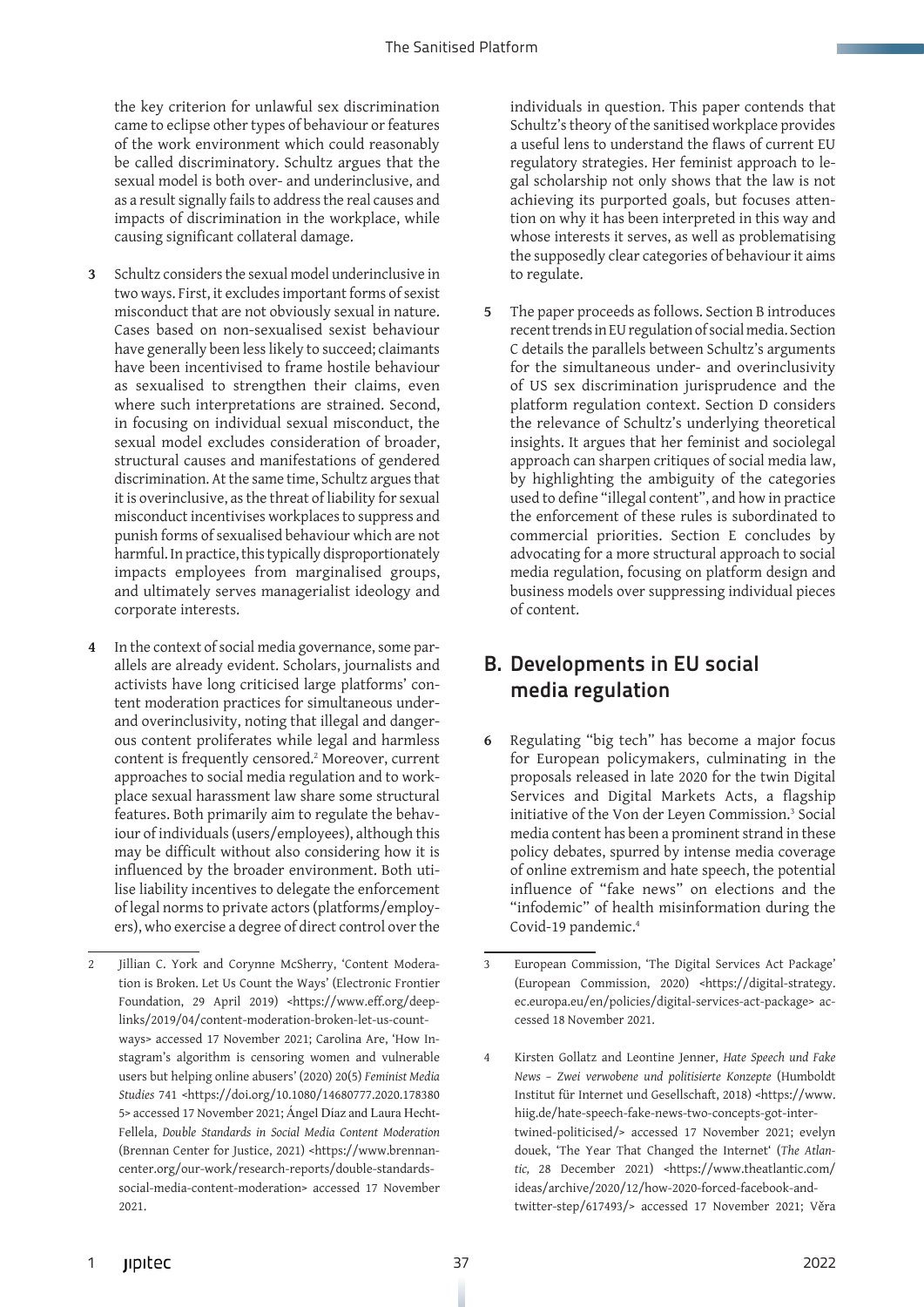the key criterion for unlawful sex discrimination came to eclipse other types of behaviour or features of the work environment which could reasonably be called discriminatory. Schultz argues that the sexual model is both over- and underinclusive, and as a result signally fails to address the real causes and impacts of discrimination in the workplace, while causing significant collateral damage.

**3** Schultz considers the sexual model underinclusive in two ways. First, it excludes important forms of sexist misconduct that are not obviously sexual in nature. Cases based on non-sexualised sexist behaviour have generally been less likely to succeed; claimants have been incentivised to frame hostile behaviour as sexualised to strengthen their claims, even where such interpretations are strained. Second, in focusing on individual sexual misconduct, the sexual model excludes consideration of broader, structural causes and manifestations of gendered discrimination. At the same time, Schultz argues that it is overinclusive, as the threat of liability for sexual misconduct incentivises workplaces to suppress and punish forms of sexualised behaviour which are not harmful. In practice, this typically disproportionately impacts employees from marginalised groups, and ultimately serves managerialist ideology and corporate interests.

**4** In the context of social media governance, some parallels are already evident. Scholars, journalists and activists have long criticised large platforms' content moderation practices for simultaneous under- and overinclusivity, noting that illegal and dangerous content proliferates while legal and harmless content is frequently censored.[2] Moreover, current approaches to social media regulation and to workplace sexual harassment law share some structural features. Both primarily aim to regulate the behaviour of individuals (users/employees), although this may be difficult without also considering how it is influenced by the broader environment. Both utilise liability incentives to delegate the enforcement of legal norms to private actors (platforms/employers), who exercise a degree of direct control over the individuals in question. This paper contends that Schultz's theory of the sanitised workplace provides a useful lens to understand the flaws of current EU regulatory strategies. Her feminist approach to legal scholarship not only shows that the law is not achieving its purported goals, but focuses attention on why it has been interpreted in this way and whose interests it serves, as well as problematising the supposedly clear categories of behaviour it aims to regulate.

**5** The paper proceeds as follows. Section B introduces recent trends in EU regulation of social media. Section C details the parallels between Schultz's arguments for the simultaneous under- and overinclusivity of US sex discrimination jurisprudence and the platform regulation context. Section D considers the relevance of Schultz's underlying theoretical insights. It argues that her feminist and sociolegal approach can sharpen critiques of social media law, by highlighting the ambiguity of the categories used to define "illegal content", and how in practice the enforcement of these rules is subordinated to commercial priorities. Section E concludes by advocating for a more structural approach to social media regulation, focusing on platform design and business models over suppressing individual pieces of content.

## B. Developments in EU social media regulation

**6** Regulating "big tech" has become a major focus for European policymakers, culminating in the proposals released in late 2020 for the twin Digital Services and Digital Markets Acts, a flagship initiative of the Von der Leyen Commission.[3] Social media content has been a prominent strand in these policy debates, spurred by intense media coverage of online extremism and hate speech, the potential influence of "fake news" on elections and the "infodemic" of health misinformation during the Covid-19 pandemic.[4]

---

2 Jillian C. York and Corynne McSherry, 'Content Moderation is Broken. Let Us Count the Ways' (Electronic Frontier Foundation, 29 April 2019) <https://www.eff.org/deeplinks/2019/04/content-moderation-broken-let-us-count-ways> accessed 17 November 2021; Carolina Are, 'How Instagram's algorithm is censoring women and vulnerable users but helping online abusers' (2020) 20(5) *Feminist Media Studies* 741 <https://doi.org/10.1080/14680777.2020.1783805> accessed 17 November 2021; Ángel Díaz and Laura Hecht-Fellela, *Double Standards in Social Media Content Moderation* (Brennan Center for Justice, 2021) <https://www.brennancenter.org/our-work/research-reports/double-standards-social-media-content-moderation> accessed 17 November 2021.

3 European Commission, 'The Digital Services Act Package' (European Commission, 2020) <https://digital-strategy.ec.europa.eu/en/policies/digital-services-act-package> accessed 18 November 2021.

4 Kirsten Gollatz and Leontine Jenner, *Hate Speech und Fake News – Zwei verwobene und politisierte Konzepte* (Humboldt Institut für Internet und Gesellschaft, 2018) <https://www.hiig.de/hate-speech-fake-news-two-concepts-got-intertwined-politicised/> accessed 17 November 2021; evelyn douek, 'The Year That Changed the Internet' (*The Atlantic*, 28 December 2021) <https://www.theatlantic.com/ideas/archive/2020/12/how-2020-forced-facebook-and-twitter-step/617493/> accessed 17 November 2021; Věra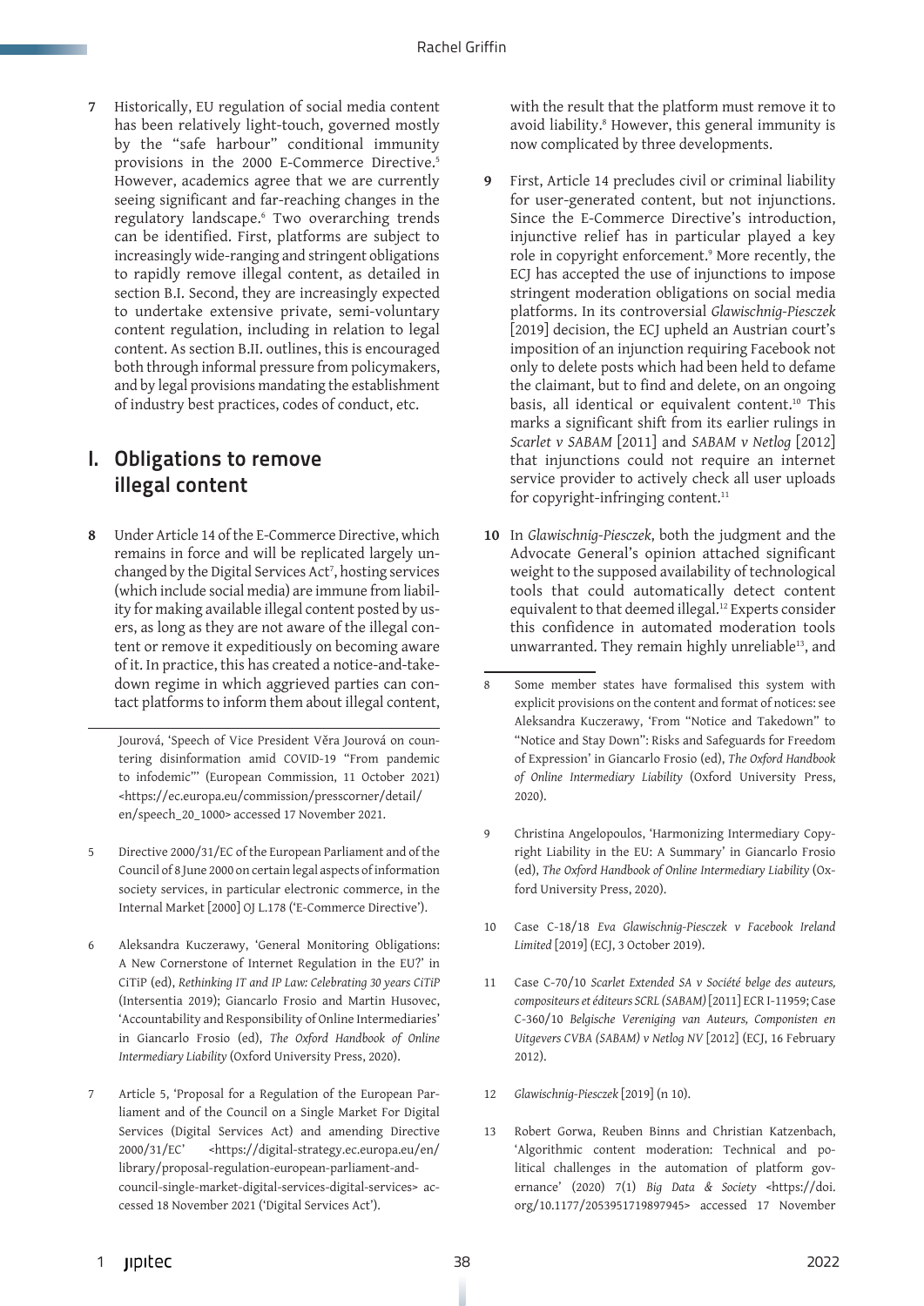**7** Historically, EU regulation of social media content has been relatively light-touch, governed mostly by the "safe harbour" conditional immunity provisions in the 2000 E-Commerce Directive.[5] However, academics agree that we are currently seeing significant and far-reaching changes in the regulatory landscape.[6] Two overarching trends can be identified. First, platforms are subject to increasingly wide-ranging and stringent obligations to rapidly remove illegal content, as detailed in section B.I. Second, they are increasingly expected to undertake extensive private, semi-voluntary content regulation, including in relation to legal content. As section B.II. outlines, this is encouraged both through informal pressure from policymakers, and by legal provisions mandating the establishment of industry best practices, codes of conduct, etc.

## I. Obligations to remove illegal content

**8** Under Article 14 of the E-Commerce Directive, which remains in force and will be replicated largely unchanged by the Digital Services Act[7], hosting services (which include social media) are immune from liability for making available illegal content posted by users, as long as they are not aware of the illegal content or remove it expeditiously on becoming aware of it. In practice, this has created a notice-and-takedown regime in which aggrieved parties can contact platforms to inform them about illegal content, with the result that the platform must remove it to avoid liability.[8] However, this general immunity is now complicated by three developments.

**9** First, Article 14 precludes civil or criminal liability for user-generated content, but not injunctions. Since the E-Commerce Directive's introduction, injunctive relief has in particular played a key role in copyright enforcement.[9] More recently, the ECJ has accepted the use of injunctions to impose stringent moderation obligations on social media platforms. In its controversial *Glawischnig-Piesczek* [2019] decision, the ECJ upheld an Austrian court's imposition of an injunction requiring Facebook not only to delete posts which had been held to defame the claimant, but to find and delete, on an ongoing basis, all identical or equivalent content.[10] This marks a significant shift from its earlier rulings in *Scarlet v SABAM* [2011] and *SABAM v Netlog* [2012] that injunctions could not require an internet service provider to actively check all user uploads for copyright-infringing content.[11]

**10** In *Glawischnig-Piesczek*, both the judgment and the Advocate General's opinion attached significant weight to the supposed availability of technological tools that could automatically detect content equivalent to that deemed illegal.[12] Experts consider this confidence in automated moderation tools unwarranted. They remain highly unreliable[13], and

---

Jourová, 'Speech of Vice President Věra Jourová on countering disinformation amid COVID-19 "From pandemic to infodemic"' (European Commission, 11 October 2021) <https://ec.europa.eu/commission/presscorner/detail/en/speech_20_1000> accessed 17 November 2021.

5 Directive 2000/31/EC of the European Parliament and of the Council of 8 June 2000 on certain legal aspects of information society services, in particular electronic commerce, in the Internal Market [2000] OJ L.178 ('E-Commerce Directive').

6 Aleksandra Kuczerawy, 'General Monitoring Obligations: A New Cornerstone of Internet Regulation in the EU?' in CiTiP (ed), *Rethinking IT and IP Law: Celebrating 30 years CiTiP* (Intersentia 2019); Giancarlo Frosio and Martin Husovec, 'Accountability and Responsibility of Online Intermediaries' in Giancarlo Frosio (ed), *The Oxford Handbook of Online Intermediary Liability* (Oxford University Press, 2020).

7 Article 5, 'Proposal for a Regulation of the European Parliament and of the Council on a Single Market For Digital Services (Digital Services Act) and amending Directive 2000/31/EC' <https://digital-strategy.ec.europa.eu/en/library/proposal-regulation-european-parliament-and-council-single-market-digital-services-digital-services> accessed 18 November 2021 ('Digital Services Act').

8 Some member states have formalised this system with explicit provisions on the content and format of notices: see Aleksandra Kuczerawy, 'From "Notice and Takedown" to "Notice and Stay Down": Risks and Safeguards for Freedom of Expression' in Giancarlo Frosio (ed), *The Oxford Handbook of Online Intermediary Liability* (Oxford University Press, 2020).

9 Christina Angelopoulos, 'Harmonizing Intermediary Copyright Liability in the EU: A Summary' in Giancarlo Frosio (ed), *The Oxford Handbook of Online Intermediary Liability* (Oxford University Press, 2020).

10 Case C-18/18 *Eva Glawischnig-Piesczek v Facebook Ireland Limited* [2019] (ECJ, 3 October 2019).

11 Case C-70/10 *Scarlet Extended SA v Société belge des auteurs, compositeurs et éditeurs SCRL (SABAM)* [2011] ECR I-11959; Case C-360/10 *Belgische Vereniging van Auteurs, Componisten en Uitgevers CVBA (SABAM) v Netlog NV* [2012] (ECJ, 16 February 2012).

12 *Glawischnig-Piesczek* [2019] (n 10).

13 Robert Gorwa, Reuben Binns and Christian Katzenbach, 'Algorithmic content moderation: Technical and political challenges in the automation of platform governance' (2020) 7(1) *Big Data & Society* <https://doi.org/10.1177/2053951719897945> accessed 17 November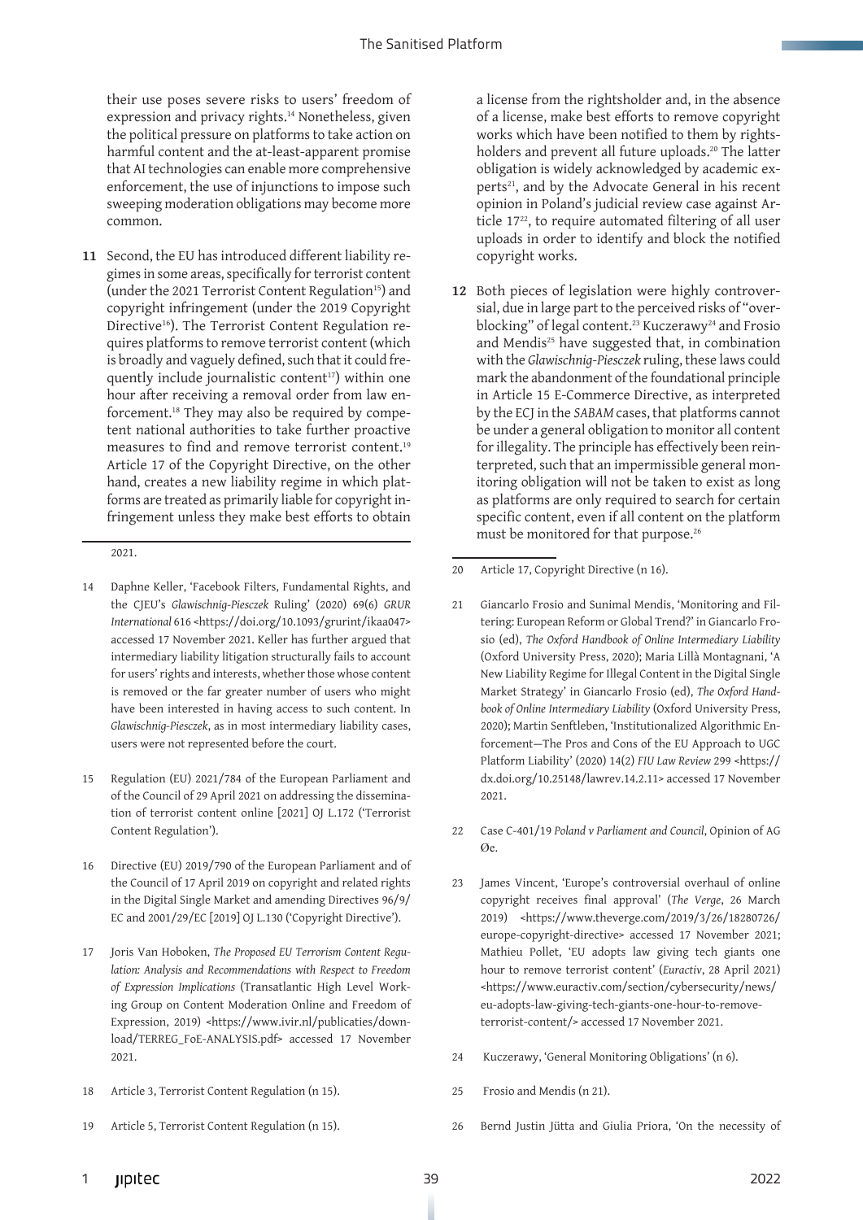their use poses severe risks to users' freedom of expression and privacy rights.[14] Nonetheless, given the political pressure on platforms to take action on harmful content and the at-least-apparent promise that AI technologies can enable more comprehensive enforcement, the use of injunctions to impose such sweeping moderation obligations may become more common.

**11** Second, the EU has introduced different liability regimes in some areas, specifically for terrorist content (under the 2021 Terrorist Content Regulation[15]) and copyright infringement (under the 2019 Copyright Directive[16]). The Terrorist Content Regulation requires platforms to remove terrorist content (which is broadly and vaguely defined, such that it could frequently include journalistic content[17]) within one hour after receiving a removal order from law enforcement.[18] They may also be required by competent national authorities to take further proactive measures to find and remove terrorist content.[19] Article 17 of the Copyright Directive, on the other hand, creates a new liability regime in which platforms are treated as primarily liable for copyright infringement unless they make best efforts to obtain a license from the rightsholder and, in the absence of a license, make best efforts to remove copyright works which have been notified to them by rightsholders and prevent all future uploads.[20] The latter obligation is widely acknowledged by academic experts[21], and by the Advocate General in his recent opinion in Poland's judicial review case against Article 17[22], to require automated filtering of all user uploads in order to identify and block the notified copyright works.

**12** Both pieces of legislation were highly controversial, due in large part to the perceived risks of "overblocking" of legal content.[23] Kuczerawy[24] and Frosio and Mendis[25] have suggested that, in combination with the *Glawischnig-Piesczek* ruling, these laws could mark the abandonment of the foundational principle in Article 15 E-Commerce Directive, as interpreted by the ECJ in the *SABAM* cases, that platforms cannot be under a general obligation to monitor all content for illegality. The principle has effectively been reinterpreted, such that an impermissible general monitoring obligation will not be taken to exist as long as platforms are only required to search for certain specific content, even if all content on the platform must be monitored for that purpose.[26]

---

2021.

14 Daphne Keller, 'Facebook Filters, Fundamental Rights, and the CJEU's *Glawischnig-Piesczek* Ruling' (2020) 69(6) *GRUR International* 616 <https://doi.org/10.1093/grurint/ikaa047> accessed 17 November 2021. Keller has further argued that intermediary liability litigation structurally fails to account for users' rights and interests, whether those whose content is removed or the far greater number of users who might have been interested in having access to such content. In *Glawischnig-Piesczek*, as in most intermediary liability cases, users were not represented before the court.

15 Regulation (EU) 2021/784 of the European Parliament and of the Council of 29 April 2021 on addressing the dissemination of terrorist content online [2021] OJ L.172 ('Terrorist Content Regulation').

16 Directive (EU) 2019/790 of the European Parliament and of the Council of 17 April 2019 on copyright and related rights in the Digital Single Market and amending Directives 96/9/EC and 2001/29/EC [2019] OJ L.130 ('Copyright Directive').

17 Joris Van Hoboken, *The Proposed EU Terrorism Content Regulation: Analysis and Recommendations with Respect to Freedom of Expression Implications* (Transatlantic High Level Working Group on Content Moderation Online and Freedom of Expression, 2019) <https://www.ivir.nl/publicaties/download/TERREG_FoE-ANALYSIS.pdf> accessed 17 November 2021.

18 Article 3, Terrorist Content Regulation (n 15).

19 Article 5, Terrorist Content Regulation (n 15).

20 Article 17, Copyright Directive (n 16).

21 Giancarlo Frosio and Sunimal Mendis, 'Monitoring and Filtering: European Reform or Global Trend?' in Giancarlo Frosio (ed), *The Oxford Handbook of Online Intermediary Liability* (Oxford University Press, 2020); Maria Lillà Montagnani, 'A New Liability Regime for Illegal Content in the Digital Single Market Strategy' in Giancarlo Frosio (ed), *The Oxford Handbook of Online Intermediary Liability* (Oxford University Press, 2020); Martin Senftleben, 'Institutionalized Algorithmic Enforcement—The Pros and Cons of the EU Approach to UGC Platform Liability' (2020) 14(2) *FIU Law Review* 299 <https://dx.doi.org/10.25148/lawrev.14.2.11> accessed 17 November 2021.

22 Case C-401/19 *Poland v Parliament and Council*, Opinion of AG Øe.

23 James Vincent, 'Europe's controversial overhaul of online copyright receives final approval' (*The Verge*, 26 March 2019) <https://www.theverge.com/2019/3/26/18280726/europe-copyright-directive> accessed 17 November 2021; Mathieu Pollet, 'EU adopts law giving tech giants one hour to remove terrorist content' (*Euractiv*, 28 April 2021) <https://www.euractiv.com/section/cybersecurity/news/eu-adopts-law-giving-tech-giants-one-hour-to-remove-terrorist-content/> accessed 17 November 2021.

24 Kuczerawy, 'General Monitoring Obligations' (n 6).

25 Frosio and Mendis (n 21).

26 Bernd Justin Jütta and Giulia Priora, 'On the necessity of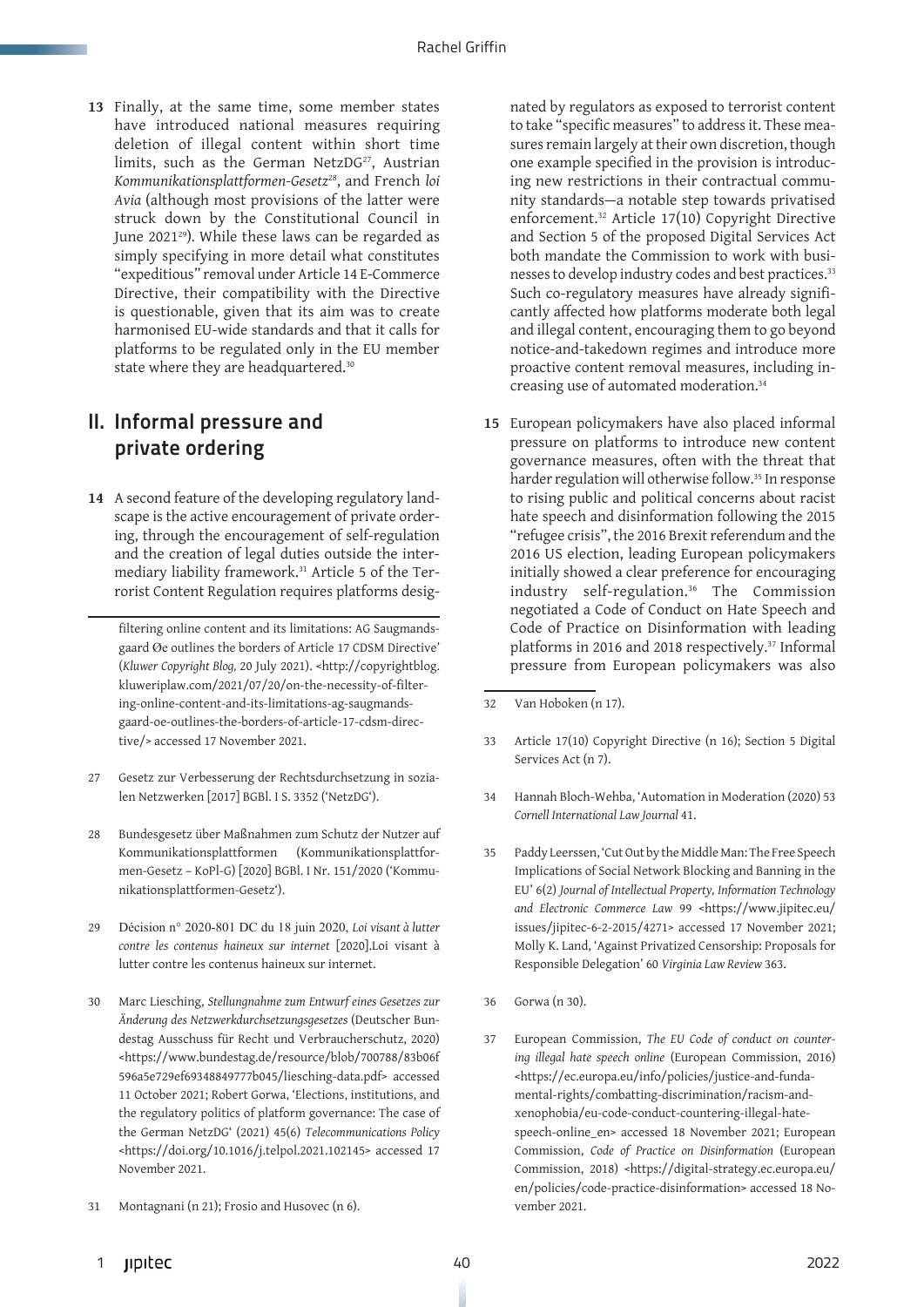**13** Finally, at the same time, some member states have introduced national measures requiring deletion of illegal content within short time limits, such as the German NetzDG[27], Austrian *Kommunikationsplattformen-Gesetz*[28], and French *loi Avia* (although most provisions of the latter were struck down by the Constitutional Council in June 2021[29]). While these laws can be regarded as simply specifying in more detail what constitutes "expeditious" removal under Article 14 E-Commerce Directive, their compatibility with the Directive is questionable, given that its aim was to create harmonised EU-wide standards and that it calls for platforms to be regulated only in the EU member state where they are headquartered.[30]

## II. Informal pressure and private ordering

**14** A second feature of the developing regulatory landscape is the active encouragement of private ordering, through the encouragement of self-regulation and the creation of legal duties outside the intermediary liability framework.[31] Article 5 of the Terrorist Content Regulation requires platforms designated by regulators as exposed to terrorist content to take "specific measures" to address it. These measures remain largely at their own discretion, though one example specified in the provision is introducing new restrictions in their contractual community standards—a notable step towards privatised enforcement.[32] Article 17(10) Copyright Directive and Section 5 of the proposed Digital Services Act both mandate the Commission to work with businesses to develop industry codes and best practices.[33] Such co-regulatory measures have already significantly affected how platforms moderate both legal and illegal content, encouraging them to go beyond notice-and-takedown regimes and introduce more proactive content removal measures, including increasing use of automated moderation.[34]

**15** European policymakers have also placed informal pressure on platforms to introduce new content governance measures, often with the threat that harder regulation will otherwise follow.[35] In response to rising public and political concerns about racist hate speech and disinformation following the 2015 "refugee crisis", the 2016 Brexit referendum and the 2016 US election, leading European policymakers initially showed a clear preference for encouraging industry self-regulation.[36] The Commission negotiated a Code of Conduct on Hate Speech and Code of Practice on Disinformation with leading platforms in 2016 and 2018 respectively.[37] Informal pressure from European policymakers was also

---

filtering online content and its limitations: AG Saugmandsgaard Øe outlines the borders of Article 17 CDSM Directive' (*Kluwer Copyright Blog,* 20 July 2021). <http://copyrightblog.kluweriplaw.com/2021/07/20/on-the-necessity-of-filtering-online-content-and-its-limitations-ag-saugmandsgaard-oe-outlines-the-borders-of-article-17-cdsm-directive/> accessed 17 November 2021.

27 Gesetz zur Verbesserung der Rechtsdurchsetzung in sozialen Netzwerken [2017] BGBl. I S. 3352 ('NetzDG').

28 Bundesgesetz über Maßnahmen zum Schutz der Nutzer auf Kommunikationsplattformen (Kommunikationsplattformen-Gesetz – KoPl-G) [2020] BGBl. I Nr. 151/2020 ('Kommunikationsplattformen-Gesetz').

29 Décision n° 2020-801 DC du 18 juin 2020, *Loi visant à lutter contre les contenus haineux sur internet* [2020].Loi visant à lutter contre les contenus haineux sur internet.

30 Marc Liesching, *Stellungnahme zum Entwurf eines Gesetzes zur Änderung des Netzwerkdurchsetzungsgesetzes* (Deutscher Bundestag Ausschuss für Recht und Verbraucherschutz, 2020) <https://www.bundestag.de/resource/blob/700788/83b06f596a5e729ef69348849777b045/liesching-data.pdf> accessed 11 October 2021; Robert Gorwa, 'Elections, institutions, and the regulatory politics of platform governance: The case of the German NetzDG' (2021) 45(6) *Telecommunications Policy* <https://doi.org/10.1016/j.telpol.2021.102145> accessed 17 November 2021.

31 Montagnani (n 21); Frosio and Husovec (n 6).

32 Van Hoboken (n 17).

33 Article 17(10) Copyright Directive (n 16); Section 5 Digital Services Act (n 7).

34 Hannah Bloch-Wehba, 'Automation in Moderation (2020) 53 *Cornell International Law Journal* 41.

35 Paddy Leerssen, 'Cut Out by the Middle Man: The Free Speech Implications of Social Network Blocking and Banning in the EU' 6(2) *Journal of Intellectual Property, Information Technology and Electronic Commerce Law* 99 <https://www.jipitec.eu/issues/jipitec-6-2-2015/4271> accessed 17 November 2021; Molly K. Land, 'Against Privatized Censorship: Proposals for Responsible Delegation' 60 *Virginia Law Review* 363.

36 Gorwa (n 30).

37 European Commission, *The EU Code of conduct on countering illegal hate speech online* (European Commission, 2016) <https://ec.europa.eu/info/policies/justice-and-fundamental-rights/combatting-discrimination/racism-and-xenophobia/eu-code-conduct-countering-illegal-hate-speech-online_en> accessed 18 November 2021; European Commission, *Code of Practice on Disinformation* (European Commission, 2018) <https://digital-strategy.ec.europa.eu/en/policies/code-practice-disinformation> accessed 18 November 2021.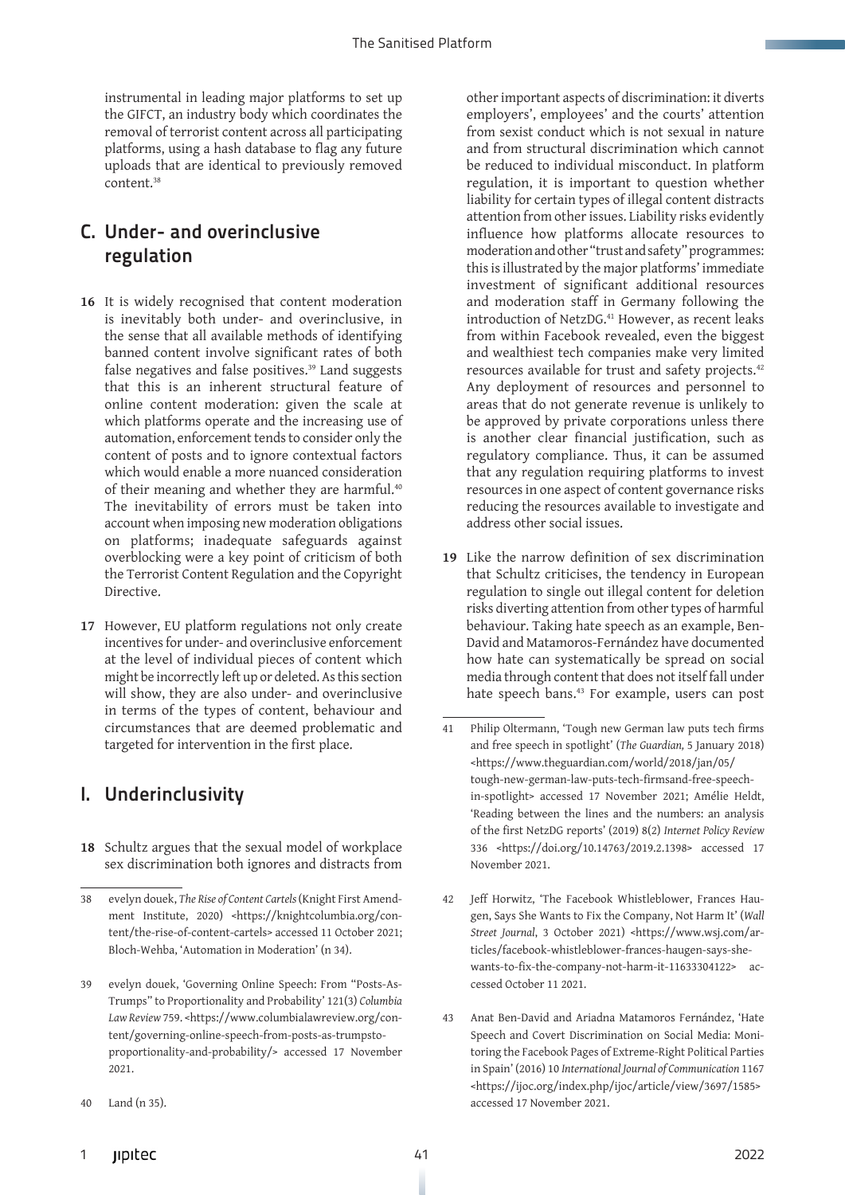instrumental in leading major platforms to set up the GIFCT, an industry body which coordinates the removal of terrorist content across all participating platforms, using a hash database to flag any future uploads that are identical to previously removed content.[38]

## C. Under- and overinclusive regulation

**16** It is widely recognised that content moderation is inevitably both under- and overinclusive, in the sense that all available methods of identifying banned content involve significant rates of both false negatives and false positives.[39] Land suggests that this is an inherent structural feature of online content moderation: given the scale at which platforms operate and the increasing use of automation, enforcement tends to consider only the content of posts and to ignore contextual factors which would enable a more nuanced consideration of their meaning and whether they are harmful.[40] The inevitability of errors must be taken into account when imposing new moderation obligations on platforms; inadequate safeguards against overblocking were a key point of criticism of both the Terrorist Content Regulation and the Copyright Directive.

**17** However, EU platform regulations not only create incentives for under- and overinclusive enforcement at the level of individual pieces of content which might be incorrectly left up or deleted. As this section will show, they are also under- and overinclusive in terms of the types of content, behaviour and circumstances that are deemed problematic and targeted for intervention in the first place.

## I. Underinclusivity

**18** Schultz argues that the sexual model of workplace sex discrimination both ignores and distracts from other important aspects of discrimination: it diverts employers', employees' and the courts' attention from sexist conduct which is not sexual in nature and from structural discrimination which cannot be reduced to individual misconduct. In platform regulation, it is important to question whether liability for certain types of illegal content distracts attention from other issues. Liability risks evidently influence how platforms allocate resources to moderation and other "trust and safety" programmes: this is illustrated by the major platforms' immediate investment of significant additional resources and moderation staff in Germany following the introduction of NetzDG.[41] However, as recent leaks from within Facebook revealed, even the biggest and wealthiest tech companies make very limited resources available for trust and safety projects.[42] Any deployment of resources and personnel to areas that do not generate revenue is unlikely to be approved by private corporations unless there is another clear financial justification, such as regulatory compliance. Thus, it can be assumed that any regulation requiring platforms to invest resources in one aspect of content governance risks reducing the resources available to investigate and address other social issues.

**19** Like the narrow definition of sex discrimination that Schultz criticises, the tendency in European regulation to single out illegal content for deletion risks diverting attention from other types of harmful behaviour. Taking hate speech as an example, Ben-David and Matamoros-Fernández have documented how hate can systematically be spread on social media through content that does not itself fall under hate speech bans.[43] For example, users can post

---

38 evelyn douek, *The Rise of Content Cartels* (Knight First Amendment Institute, 2020) <https://knightcolumbia.org/content/the-rise-of-content-cartels> accessed 11 October 2021; Bloch-Wehba, 'Automation in Moderation' (n 34).

39 evelyn douek, 'Governing Online Speech: From "Posts-As-Trumps" to Proportionality and Probability' 121(3) *Columbia Law Review* 759. <https://www.columbialawreview.org/content/governing-online-speech-from-posts-as-trumpsto-proportionality-and-probability/> accessed 17 November 2021.

40 Land (n 35).

41 Philip Oltermann, 'Tough new German law puts tech firms and free speech in spotlight' (*The Guardian,* 5 January 2018) <https://www.theguardian.com/world/2018/jan/05/tough-new-german-law-puts-tech-firmsand-free-speech-in-spotlight> accessed 17 November 2021; Amélie Heldt, 'Reading between the lines and the numbers: an analysis of the first NetzDG reports' (2019) 8(2) *Internet Policy Review* 336 <https://doi.org/10.14763/2019.2.1398> accessed 17 November 2021.

42 Jeff Horwitz, 'The Facebook Whistleblower, Frances Haugen, Says She Wants to Fix the Company, Not Harm It' (*Wall Street Journal*, 3 October 2021) <https://www.wsj.com/articles/facebook-whistleblower-frances-haugen-says-she-wants-to-fix-the-company-not-harm-it-11633304122> accessed October 11 2021.

43 Anat Ben-David and Ariadna Matamoros Fernández, 'Hate Speech and Covert Discrimination on Social Media: Monitoring the Facebook Pages of Extreme-Right Political Parties in Spain' (2016) 10 *International Journal of Communication* 1167 <https://ijoc.org/index.php/ijoc/article/view/3697/1585> accessed 17 November 2021.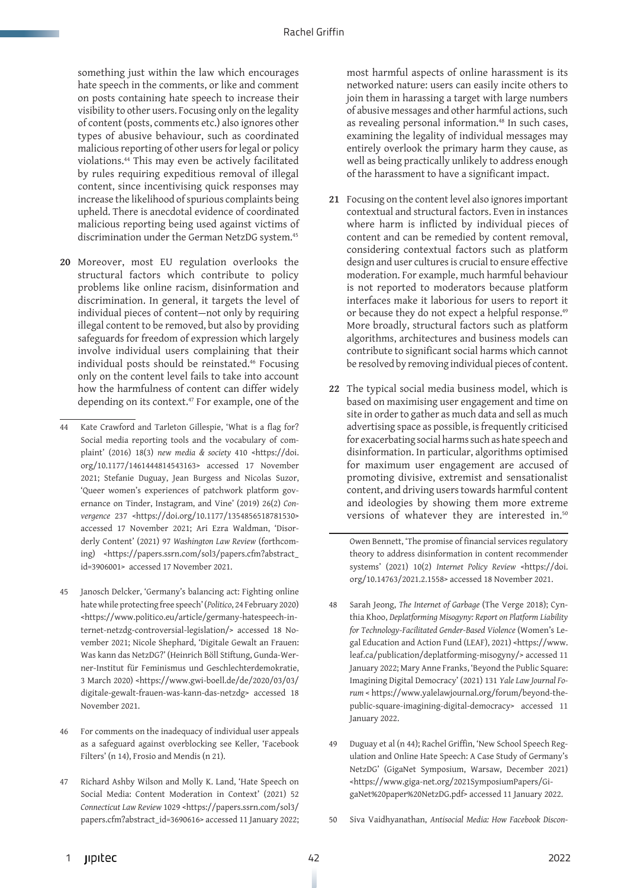something just within the law which encourages hate speech in the comments, or like and comment on posts containing hate speech to increase their visibility to other users. Focusing only on the legality of content (posts, comments etc.) also ignores other types of abusive behaviour, such as coordinated malicious reporting of other users for legal or policy violations.[44] This may even be actively facilitated by rules requiring expeditious removal of illegal content, since incentivising quick responses may increase the likelihood of spurious complaints being upheld. There is anecdotal evidence of coordinated malicious reporting being used against victims of discrimination under the German NetzDG system.[45]

**20** Moreover, most EU regulation overlooks the structural factors which contribute to policy problems like online racism, disinformation and discrimination. In general, it targets the level of individual pieces of content—not only by requiring illegal content to be removed, but also by providing safeguards for freedom of expression which largely involve individual users complaining that their individual posts should be reinstated.[46] Focusing only on the content level fails to take into account how the harmfulness of content can differ widely depending on its context.[47] For example, one of the most harmful aspects of online harassment is its networked nature: users can easily incite others to join them in harassing a target with large numbers of abusive messages and other harmful actions, such as revealing personal information.[48] In such cases, examining the legality of individual messages may entirely overlook the primary harm they cause, as well as being practically unlikely to address enough of the harassment to have a significant impact.

**21** Focusing on the content level also ignores important contextual and structural factors. Even in instances where harm is inflicted by individual pieces of content and can be remedied by content removal, considering contextual factors such as platform design and user cultures is crucial to ensure effective moderation. For example, much harmful behaviour is not reported to moderators because platform interfaces make it laborious for users to report it or because they do not expect a helpful response.[49] More broadly, structural factors such as platform algorithms, architectures and business models can contribute to significant social harms which cannot be resolved by removing individual pieces of content.

**22** The typical social media business model, which is based on maximising user engagement and time on site in order to gather as much data and sell as much advertising space as possible, is frequently criticised for exacerbating social harms such as hate speech and disinformation. In particular, algorithms optimised for maximum user engagement are accused of promoting divisive, extremist and sensationalist content, and driving users towards harmful content and ideologies by showing them more extreme versions of whatever they are interested in.[50]

---

44 Kate Crawford and Tarleton Gillespie, 'What is a flag for? Social media reporting tools and the vocabulary of complaint' (2016) 18(3) *new media & society* 410 <https://doi.org/10.1177/1461444814543163> accessed 17 November 2021; Stefanie Duguay, Jean Burgess and Nicolas Suzor, 'Queer women's experiences of patchwork platform governance on Tinder, Instagram, and Vine' (2019) 26(2) *Convergence* 237 <https://doi.org/10.1177/1354856518781530> accessed 17 November 2021; Ari Ezra Waldman, 'Disorderly Content' (2021) 97 *Washington Law Review* (forthcoming) <https://papers.ssrn.com/sol3/papers.cfm?abstract_id=3906001> accessed 17 November 2021.

45 Janosch Delcker, 'Germany's balancing act: Fighting online hate while protecting free speech' (*Politico*, 24 February 2020) <https://www.politico.eu/article/germany-hatespeech-internet-netzdg-controversial-legislation/> accessed 18 November 2021; Nicole Shephard, 'Digitale Gewalt an Frauen: Was kann das NetzDG?' (Heinrich Böll Stiftung, Gunda-Werner-Institut für Feminismus und Geschlechterdemokratie, 3 March 2020) <https://www.gwi-boell.de/de/2020/03/03/digitale-gewalt-frauen-was-kann-das-netzdg> accessed 18 November 2021.

46 For comments on the inadequacy of individual user appeals as a safeguard against overblocking see Keller, 'Facebook Filters' (n 14), Frosio and Mendis (n 21).

47 Richard Ashby Wilson and Molly K. Land, 'Hate Speech on Social Media: Content Moderation in Context' (2021) 52 *Connecticut Law Review* 1029 <https://papers.ssrn.com/sol3/papers.cfm?abstract_id=3690616> accessed 11 January 2022; Owen Bennett, 'The promise of financial services regulatory theory to address disinformation in content recommender systems' (2021) 10(2) *Internet Policy Review* <https://doi.org/10.14763/2021.2.1558> accessed 18 November 2021.

48 Sarah Jeong, *The Internet of Garbage* (The Verge 2018); Cynthia Khoo, *Deplatforming Misogyny: Report on Platform Liability for Technology-Facilitated Gender-Based Violence* (Women's Legal Education and Action Fund (LEAF), 2021) <https://www.leaf.ca/publication/deplatforming-misogyny/> accessed 11 January 2022; Mary Anne Franks, 'Beyond the Public Square: Imagining Digital Democracy' (2021) 131 *Yale Law Journal Forum* < https://www.yalelawjournal.org/forum/beyond-the-public-square-imagining-digital-democracy> accessed 11 January 2022.

49 Duguay et al (n 44); Rachel Griffin, 'New School Speech Regulation and Online Hate Speech: A Case Study of Germany's NetzDG' (GigaNet Symposium, Warsaw, December 2021) <https://www.giga-net.org/2021SymposiumPapers/GigaNet%20paper%20NetzDG.pdf> accessed 11 January 2022.

50 Siva Vaidhyanathan, *Antisocial Media: How Facebook Discon-*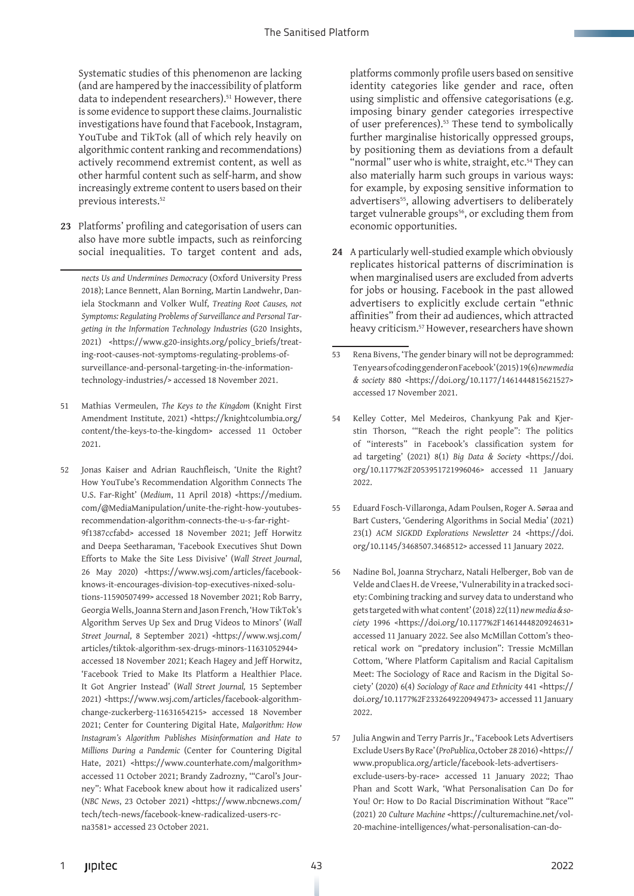Systematic studies of this phenomenon are lacking (and are hampered by the inaccessibility of platform data to independent researchers).[51] However, there is some evidence to support these claims. Journalistic investigations have found that Facebook, Instagram, YouTube and TikTok (all of which rely heavily on algorithmic content ranking and recommendations) actively recommend extremist content, as well as other harmful content such as self-harm, and show increasingly extreme content to users based on their previous interests.[52]

**23** Platforms' profiling and categorisation of users can also have more subtle impacts, such as reinforcing social inequalities. To target content and ads, platforms commonly profile users based on sensitive identity categories like gender and race, often using simplistic and offensive categorisations (e.g. imposing binary gender categories irrespective of user preferences).[53] These tend to symbolically further marginalise historically oppressed groups, by positioning them as deviations from a default "normal" user who is white, straight, etc.[54] They can also materially harm such groups in various ways: for example, by exposing sensitive information to advertisers[55], allowing advertisers to deliberately target vulnerable groups[56], or excluding them from economic opportunities.

**24** A particularly well-studied example which obviously replicates historical patterns of discrimination is when marginalised users are excluded from adverts for jobs or housing. Facebook in the past allowed advertisers to explicitly exclude certain "ethnic affinities" from their ad audiences, which attracted heavy criticism.[57] However, researchers have shown

---

*nects Us and Undermines Democracy* (Oxford University Press 2018); Lance Bennett, Alan Borning, Martin Landwehr, Daniela Stockmann and Volker Wulf, *Treating Root Causes, not Symptoms: Regulating Problems of Surveillance and Personal Targeting in the Information Technology Industries* (G20 Insights, 2021) <https://www.g20-insights.org/policy_briefs/treating-root-causes-not-symptoms-regulating-problems-of-surveillance-and-personal-targeting-in-the-information-technology-industries/> accessed 18 November 2021.

51 Mathias Vermeulen, *The Keys to the Kingdom* (Knight First Amendment Institute, 2021) <https://knightcolumbia.org/content/the-keys-to-the-kingdom> accessed 11 October 2021.

52 Jonas Kaiser and Adrian Rauchfleisch, 'Unite the Right? How YouTube's Recommendation Algorithm Connects The U.S. Far-Right' (*Medium*, 11 April 2018) <https://medium.com/@MediaManipulation/unite-the-right-how-youtubes-recommendation-algorithm-connects-the-u-s-far-right-9f1387ccfabd> accessed 18 November 2021; Jeff Horwitz and Deepa Seetharaman, 'Facebook Executives Shut Down Efforts to Make the Site Less Divisive' (*Wall Street Journal*, 26 May 2020) <https://www.wsj.com/articles/facebook-knows-it-encourages-division-top-executives-nixed-solutions-11590507499> accessed 18 November 2021; Rob Barry, Georgia Wells, Joanna Stern and Jason French, 'How TikTok's Algorithm Serves Up Sex and Drug Videos to Minors' (*Wall Street Journal*, 8 September 2021) <https://www.wsj.com/articles/tiktok-algorithm-sex-drugs-minors-11631052944> accessed 18 November 2021; Keach Hagey and Jeff Horwitz, 'Facebook Tried to Make Its Platform a Healthier Place. It Got Angrier Instead' (*Wall Street Journal,* 15 September 2021) <https://www.wsj.com/articles/facebook-algorithm-change-zuckerberg-11631654215> accessed 18 November 2021; Center for Countering Digital Hate, *Malgorithm: How Instagram's Algorithm Publishes Misinformation and Hate to Millions During a Pandemic* (Center for Countering Digital Hate, 2021) <https://www.counterhate.com/malgorithm> accessed 11 October 2021; Brandy Zadrozny, '"Carol's Journey": What Facebook knew about how it radicalized users' (*NBC News*, 23 October 2021) <https://www.nbcnews.com/tech/tech-news/facebook-knew-radicalized-users-rcna3581> accessed 23 October 2021.

53 Rena Bivens, 'The gender binary will not be deprogrammed: Ten years of coding gender on Facebook' (2015) 19(6) *newmedia & society* 880 <https://doi.org/10.1177/1461444815621527> accessed 17 November 2021.

54 Kelley Cotter, Mel Medeiros, Chankyung Pak and Kjerstin Thorson, '"Reach the right people": The politics of "interests" in Facebook's classification system for ad targeting' (2021) 8(1) *Big Data & Society* <https://doi.org/10.1177%2F2053951721996046> accessed 11 January 2022.

55 Eduard Fosch-Villaronga, Adam Poulsen, Roger A. Søraa and Bart Custers, 'Gendering Algorithms in Social Media' (2021) 23(1) *ACM SIGKDD Explorations Newsletter* 24 <https://doi.org/10.1145/3468507.3468512> accessed 11 January 2022.

56 Nadine Bol, Joanna Strycharz, Natali Helberger, Bob van de Velde and Claes H. de Vreese, 'Vulnerability in a tracked society: Combining tracking and survey data to understand who gets targeted with what content' (2018) 22(11) *new media & society* 1996 <https://doi.org/10.1177%2F1461444820924631> accessed 11 January 2022. See also McMillan Cottom's theoretical work on "predatory inclusion": Tressie McMillan Cottom, 'Where Platform Capitalism and Racial Capitalism Meet: The Sociology of Race and Racism in the Digital Society' (2020) 6(4) *Sociology of Race and Ethnicity* 441 <https://doi.org/10.1177%2F2332649220949473> accessed 11 January 2022.

57 Julia Angwin and Terry Parris Jr., 'Facebook Lets Advertisers Exclude Users By Race' (*ProPublica*, October 28 2016) <https://www.propublica.org/article/facebook-lets-advertisers-exclude-users-by-race> accessed 11 January 2022; Thao Phan and Scott Wark, 'What Personalisation Can Do for You! Or: How to Do Racial Discrimination Without "Race"' (2021) 20 *Culture Machine* <https://culturemachine.net/vol-20-machine-intelligences/what-personalisation-can-do-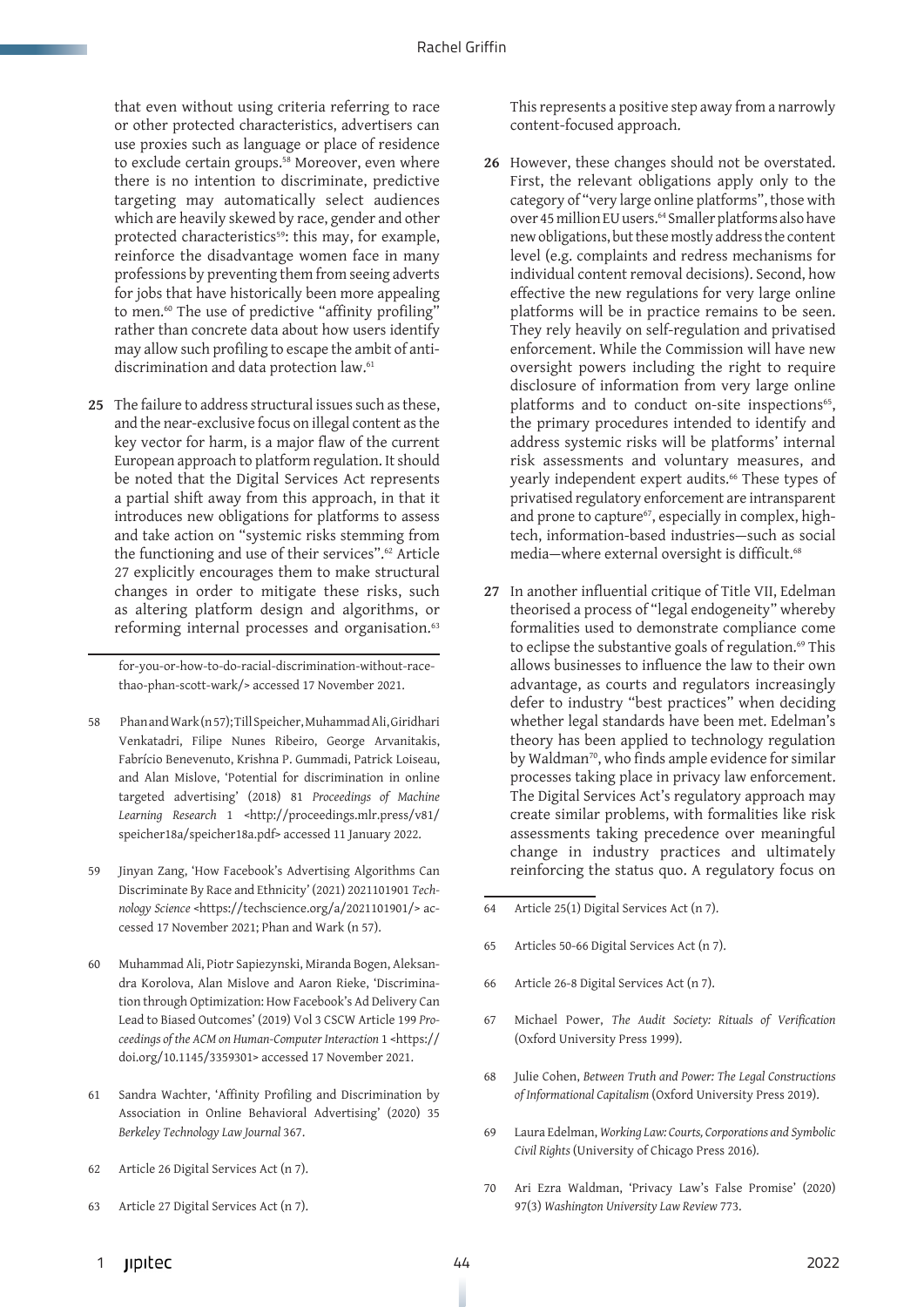that even without using criteria referring to race or other protected characteristics, advertisers can use proxies such as language or place of residence to exclude certain groups.[58] Moreover, even where there is no intention to discriminate, predictive targeting may automatically select audiences which are heavily skewed by race, gender and other protected characteristics[59]: this may, for example, reinforce the disadvantage women face in many professions by preventing them from seeing adverts for jobs that have historically been more appealing to men.[60] The use of predictive "affinity profiling" rather than concrete data about how users identify may allow such profiling to escape the ambit of anti-discrimination and data protection law.[61]

**25** The failure to address structural issues such as these, and the near-exclusive focus on illegal content as the key vector for harm, is a major flaw of the current European approach to platform regulation. It should be noted that the Digital Services Act represents a partial shift away from this approach, in that it introduces new obligations for platforms to assess and take action on "systemic risks stemming from the functioning and use of their services".[62] Article 27 explicitly encourages them to make structural changes in order to mitigate these risks, such as altering platform design and algorithms, or reforming internal processes and organisation.[63] This represents a positive step away from a narrowly content-focused approach.

**26** However, these changes should not be overstated. First, the relevant obligations apply only to the category of "very large online platforms", those with over 45 million EU users.[64] Smaller platforms also have new obligations, but these mostly address the content level (e.g. complaints and redress mechanisms for individual content removal decisions). Second, how effective the new regulations for very large online platforms will be in practice remains to be seen. They rely heavily on self-regulation and privatised enforcement. While the Commission will have new oversight powers including the right to require disclosure of information from very large online platforms and to conduct on-site inspections[65], the primary procedures intended to identify and address systemic risks will be platforms' internal risk assessments and voluntary measures, and yearly independent expert audits.[66] These types of privatised regulatory enforcement are intransparent and prone to capture[67], especially in complex, high-tech, information-based industries—such as social media—where external oversight is difficult.[68]

**27** In another influential critique of Title VII, Edelman theorised a process of "legal endogeneity" whereby formalities used to demonstrate compliance come to eclipse the substantive goals of regulation.[69] This allows businesses to influence the law to their own advantage, as courts and regulators increasingly defer to industry "best practices" when deciding whether legal standards have been met. Edelman's theory has been applied to technology regulation by Waldman[70], who finds ample evidence for similar processes taking place in privacy law enforcement. The Digital Services Act's regulatory approach may create similar problems, with formalities like risk assessments taking precedence over meaningful change in industry practices and ultimately reinforcing the status quo. A regulatory focus on

---

for-you-or-how-to-do-racial-discrimination-without-race-thao-phan-scott-wark/> accessed 17 November 2021.

58 Phan and Wark (n 57); Till Speicher, Muhammad Ali, Giridhari Venkatadri, Filipe Nunes Ribeiro, George Arvanitakis, Fabrício Benevenuto, Krishna P. Gummadi, Patrick Loiseau, and Alan Mislove, 'Potential for discrimination in online targeted advertising' (2018) 81 *Proceedings of Machine Learning Research* 1 <http://proceedings.mlr.press/v81/speicher18a/speicher18a.pdf> accessed 11 January 2022.

59 Jinyan Zang, 'How Facebook's Advertising Algorithms Can Discriminate By Race and Ethnicity' (2021) 2021101901 *Technology Science* <https://techscience.org/a/2021101901/> accessed 17 November 2021; Phan and Wark (n 57).

60 Muhammad Ali, Piotr Sapiezynski, Miranda Bogen, Aleksandra Korolova, Alan Mislove and Aaron Rieke, 'Discrimination through Optimization: How Facebook's Ad Delivery Can Lead to Biased Outcomes' (2019) Vol 3 CSCW Article 199 *Proceedings of the ACM on Human-Computer Interaction* 1 <https://doi.org/10.1145/3359301> accessed 17 November 2021.

61 Sandra Wachter, 'Affinity Profiling and Discrimination by Association in Online Behavioral Advertising' (2020) 35 *Berkeley Technology Law Journal* 367.

62 Article 26 Digital Services Act (n 7).

63 Article 27 Digital Services Act (n 7).

64 Article 25(1) Digital Services Act (n 7).

65 Articles 50-66 Digital Services Act (n 7).

66 Article 26-8 Digital Services Act (n 7).

67 Michael Power, *The Audit Society: Rituals of Verification* (Oxford University Press 1999).

68 Julie Cohen, *Between Truth and Power: The Legal Constructions of Informational Capitalism* (Oxford University Press 2019).

69 Laura Edelman, *Working Law: Courts, Corporations and Symbolic Civil Rights* (University of Chicago Press 2016).

70 Ari Ezra Waldman, 'Privacy Law's False Promise' (2020) 97(3) *Washington University Law Review* 773.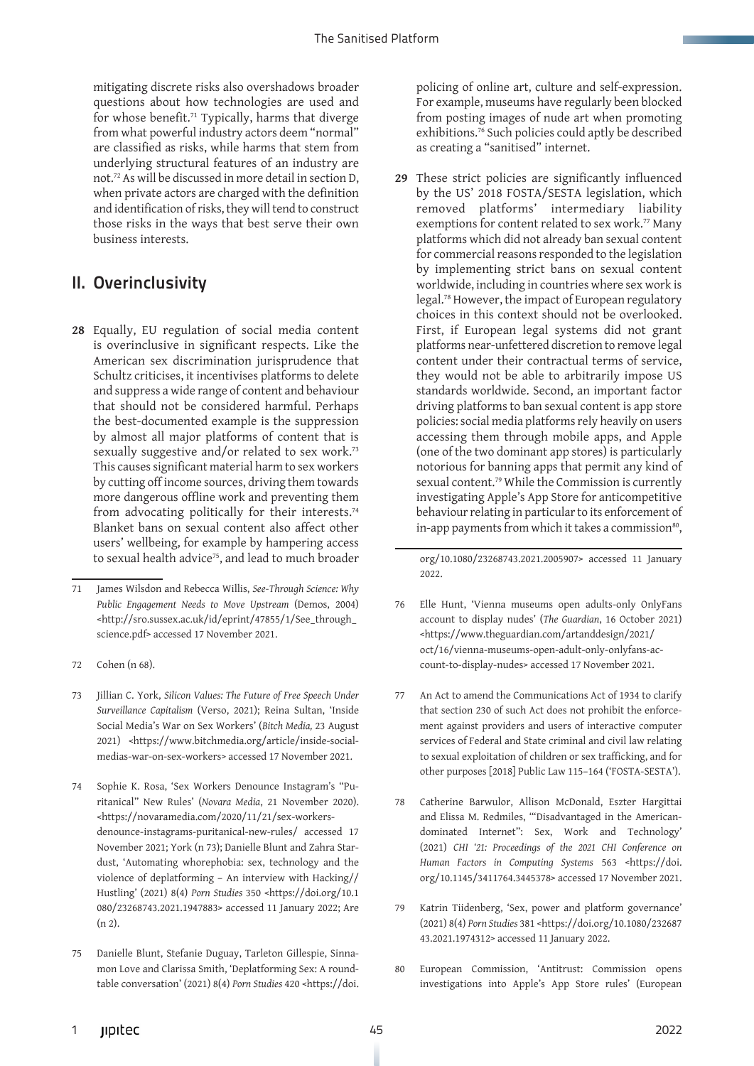mitigating discrete risks also overshadows broader questions about how technologies are used and for whose benefit.[71] Typically, harms that diverge from what powerful industry actors deem "normal" are classified as risks, while harms that stem from underlying structural features of an industry are not.[72] As will be discussed in more detail in section D, when private actors are charged with the definition and identification of risks, they will tend to construct those risks in the ways that best serve their own business interests.

## II. Overinclusivity

**28** Equally, EU regulation of social media content is overinclusive in significant respects. Like the American sex discrimination jurisprudence that Schultz criticises, it incentivises platforms to delete and suppress a wide range of content and behaviour that should not be considered harmful. Perhaps the best-documented example is the suppression by almost all major platforms of content that is sexually suggestive and/or related to sex work.[73] This causes significant material harm to sex workers by cutting off income sources, driving them towards more dangerous offline work and preventing them from advocating politically for their interests.[74] Blanket bans on sexual content also affect other users' wellbeing, for example by hampering access to sexual health advice[75], and lead to much broader policing of online art, culture and self-expression. For example, museums have regularly been blocked from posting images of nude art when promoting exhibitions.[76] Such policies could aptly be described as creating a "sanitised" internet.

**29** These strict policies are significantly influenced by the US' 2018 FOSTA/SESTA legislation, which removed platforms' intermediary liability exemptions for content related to sex work.[77] Many platforms which did not already ban sexual content for commercial reasons responded to the legislation by implementing strict bans on sexual content worldwide, including in countries where sex work is legal.[78] However, the impact of European regulatory choices in this context should not be overlooked. First, if European legal systems did not grant platforms near-unfettered discretion to remove legal content under their contractual terms of service, they would not be able to arbitrarily impose US standards worldwide. Second, an important factor driving platforms to ban sexual content is app store policies: social media platforms rely heavily on users accessing them through mobile apps, and Apple (one of the two dominant app stores) is particularly notorious for banning apps that permit any kind of sexual content.[79] While the Commission is currently investigating Apple's App Store for anticompetitive behaviour relating in particular to its enforcement of in-app payments from which it takes a commission[80],

---

71 James Wilsdon and Rebecca Willis, *See-Through Science: Why Public Engagement Needs to Move Upstream* (Demos, 2004) <http://sro.sussex.ac.uk/id/eprint/47855/1/See_through_science.pdf> accessed 17 November 2021.

72 Cohen (n 68).

73 Jillian C. York, *Silicon Values: The Future of Free Speech Under Surveillance Capitalism* (Verso, 2021); Reina Sultan, 'Inside Social Media's War on Sex Workers' (*Bitch Media,* 23 August 2021) <https://www.bitchmedia.org/article/inside-social-medias-war-on-sex-workers> accessed 17 November 2021.

74 Sophie K. Rosa, 'Sex Workers Denounce Instagram's "Puritanical" New Rules' (*Novara Media*, 21 November 2020). <https://novaramedia.com/2020/11/21/sex-workers-denounce-instagrams-puritanical-new-rules/ accessed 17 November 2021; York (n 73); Danielle Blunt and Zahra Stardust, 'Automating whorephobia: sex, technology and the violence of deplatforming – An interview with Hacking//Hustling' (2021) 8(4) *Porn Studies* 350 <https://doi.org/10.1080/23268743.2021.1947883> accessed 11 January 2022; Are (n 2).

75 Danielle Blunt, Stefanie Duguay, Tarleton Gillespie, Sinnamon Love and Clarissa Smith, 'Deplatforming Sex: A roundtable conversation' (2021) 8(4) *Porn Studies* 420 <https://doi.org/10.1080/23268743.2021.2005907> accessed 11 January 2022.

76 Elle Hunt, 'Vienna museums open adults-only OnlyFans account to display nudes' (*The Guardian*, 16 October 2021) <https://www.theguardian.com/artanddesign/2021/oct/16/vienna-museums-open-adult-only-onlyfans-account-to-display-nudes> accessed 17 November 2021.

77 An Act to amend the Communications Act of 1934 to clarify that section 230 of such Act does not prohibit the enforcement against providers and users of interactive computer services of Federal and State criminal and civil law relating to sexual exploitation of children or sex trafficking, and for other purposes [2018] Public Law 115–164 ('FOSTA-SESTA').

78 Catherine Barwulor, Allison McDonald, Eszter Hargittai and Elissa M. Redmiles, '"Disadvantaged in the American-dominated Internet": Sex, Work and Technology' (2021) *CHI '21: Proceedings of the 2021 CHI Conference on Human Factors in Computing Systems* 563 <https://doi.org/10.1145/3411764.3445378> accessed 17 November 2021.

79 Katrin Tiidenberg, 'Sex, power and platform governance' (2021) 8(4) *Porn Studies* 381 <https://doi.org/10.1080/23268743.2021.1974312> accessed 11 January 2022.

80 European Commission, 'Antitrust: Commission opens investigations into Apple's App Store rules' (European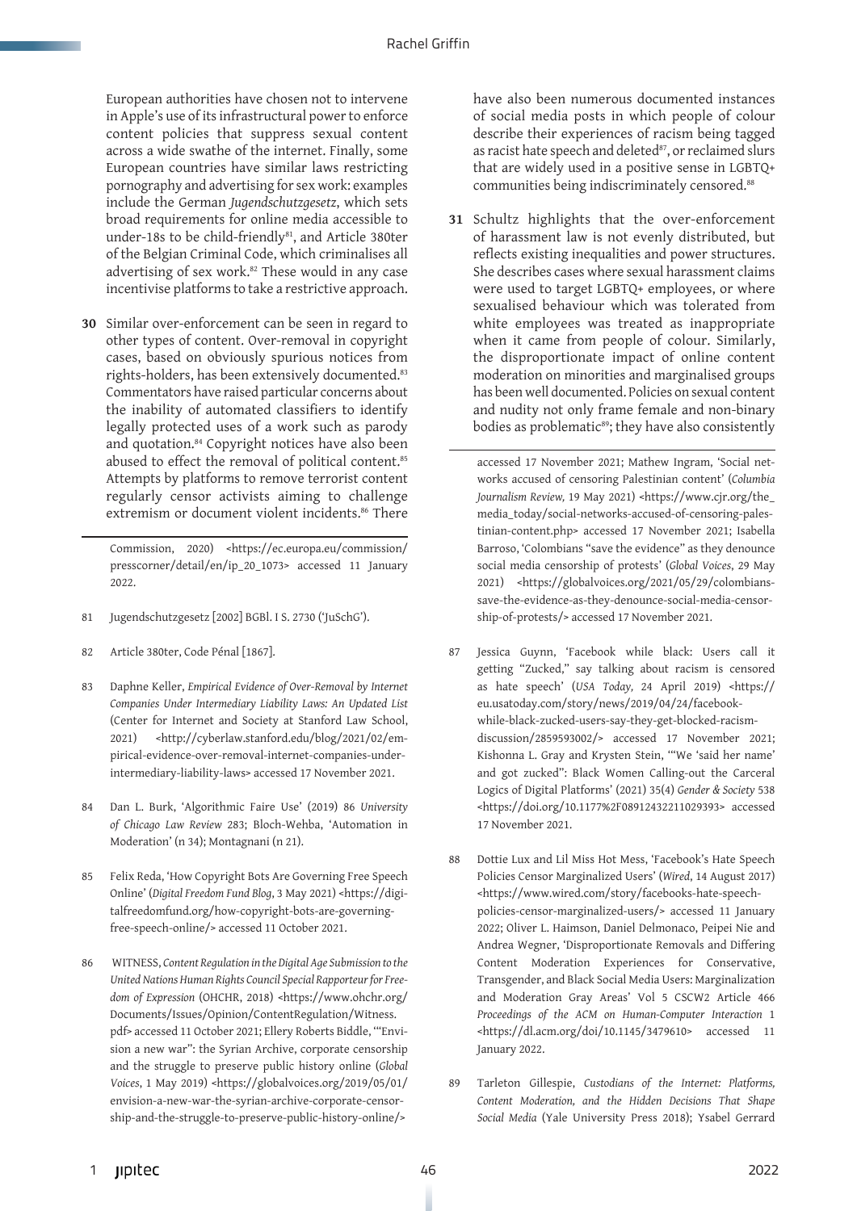European authorities have chosen not to intervene in Apple's use of its infrastructural power to enforce content policies that suppress sexual content across a wide swathe of the internet. Finally, some European countries have similar laws restricting pornography and advertising for sex work: examples include the German *Jugendschutzgesetz*, which sets broad requirements for online media accessible to under-18s to be child-friendly[81], and Article 380ter of the Belgian Criminal Code, which criminalises all advertising of sex work.[82] These would in any case incentivise platforms to take a restrictive approach.

**30** Similar over-enforcement can be seen in regard to other types of content. Over-removal in copyright cases, based on obviously spurious notices from rights-holders, has been extensively documented.[83] Commentators have raised particular concerns about the inability of automated classifiers to identify legally protected uses of a work such as parody and quotation.[84] Copyright notices have also been abused to effect the removal of political content.[85] Attempts by platforms to remove terrorist content regularly censor activists aiming to challenge extremism or document violent incidents.[86] There have also been numerous documented instances of social media posts in which people of colour describe their experiences of racism being tagged as racist hate speech and deleted[87], or reclaimed slurs that are widely used in a positive sense in LGBTQ+ communities being indiscriminately censored.[88]

**31** Schultz highlights that the over-enforcement of harassment law is not evenly distributed, but reflects existing inequalities and power structures. She describes cases where sexual harassment claims were used to target LGBTQ+ employees, or where sexualised behaviour which was tolerated from white employees was treated as inappropriate when it came from people of colour. Similarly, the disproportionate impact of online content moderation on minorities and marginalised groups has been well documented. Policies on sexual content and nudity not only frame female and non-binary bodies as problematic[89]; they have also consistently

---

Commission, 2020) <https://ec.europa.eu/commission/presscorner/detail/en/ip_20_1073> accessed 11 January 2022.

81 Jugendschutzgesetz [2002] BGBl. I S. 2730 ('JuSchG').

82 Article 380ter, Code Pénal [1867].

83 Daphne Keller, *Empirical Evidence of Over-Removal by Internet Companies Under Intermediary Liability Laws: An Updated List* (Center for Internet and Society at Stanford Law School, 2021) <http://cyberlaw.stanford.edu/blog/2021/02/empirical-evidence-over-removal-internet-companies-under-intermediary-liability-laws> accessed 17 November 2021.

84 Dan L. Burk, 'Algorithmic Faire Use' (2019) 86 *University of Chicago Law Review* 283; Bloch-Wehba, 'Automation in Moderation' (n 34); Montagnani (n 21).

85 Felix Reda, 'How Copyright Bots Are Governing Free Speech Online' (*Digital Freedom Fund Blog*, 3 May 2021) <https://digitalfreedomfund.org/how-copyright-bots-are-governing-free-speech-online/> accessed 11 October 2021.

86 WITNESS, *Content Regulation in the Digital Age Submission to the United Nations Human Rights Council Special Rapporteur for Freedom of Expression* (OHCHR, 2018) <https://www.ohchr.org/Documents/Issues/Opinion/ContentRegulation/Witness.pdf> accessed 11 October 2021; Ellery Roberts Biddle, '"Envision a new war": the Syrian Archive, corporate censorship and the struggle to preserve public history online (*Global Voices*, 1 May 2019) <https://globalvoices.org/2019/05/01/envision-a-new-war-the-syrian-archive-corporate-censorship-and-the-struggle-to-preserve-public-history-online/> accessed 17 November 2021; Mathew Ingram, 'Social networks accused of censoring Palestinian content' (*Columbia Journalism Review*, 19 May 2021) <https://www.cjr.org/the_media_today/social-networks-accused-of-censoring-palestinian-content.php> accessed 17 November 2021; Isabella Barroso, 'Colombians "save the evidence" as they denounce social media censorship of protests' (*Global Voices*, 29 May 2021) <https://globalvoices.org/2021/05/29/colombians-save-the-evidence-as-they-denounce-social-media-censorship-of-protests/> accessed 17 November 2021.

87 Jessica Guynn, 'Facebook while black: Users call it getting "Zucked," say talking about racism is censored as hate speech' (*USA Today*, 24 April 2019) <https://eu.usatoday.com/story/news/2019/04/24/facebook-while-black-zucked-users-say-they-get-blocked-racism-discussion/2859593002/> accessed 17 November 2021; Kishonna L. Gray and Krysten Stein, '"We 'said her name' and got zucked": Black Women Calling-out the Carceral Logics of Digital Platforms' (2021) 35(4) *Gender & Society* 538 <https://doi.org/10.1177%2F08912432211029393> accessed 17 November 2021.

88 Dottie Lux and Lil Miss Hot Mess, 'Facebook's Hate Speech Policies Censor Marginalized Users' (*Wired*, 14 August 2017) <https://www.wired.com/story/facebooks-hate-speech-policies-censor-marginalized-users/> accessed 11 January 2022; Oliver L. Haimson, Daniel Delmonaco, Peipei Nie and Andrea Wegner, 'Disproportionate Removals and Differing Content Moderation Experiences for Conservative, Transgender, and Black Social Media Users: Marginalization and Moderation Gray Areas' Vol 5 CSCW2 Article 466 *Proceedings of the ACM on Human-Computer Interaction* 1 <https://dl.acm.org/doi/10.1145/3479610> accessed 11 January 2022.

89 Tarleton Gillespie, *Custodians of the Internet: Platforms, Content Moderation, and the Hidden Decisions That Shape Social Media* (Yale University Press 2018); Ysabel Gerrard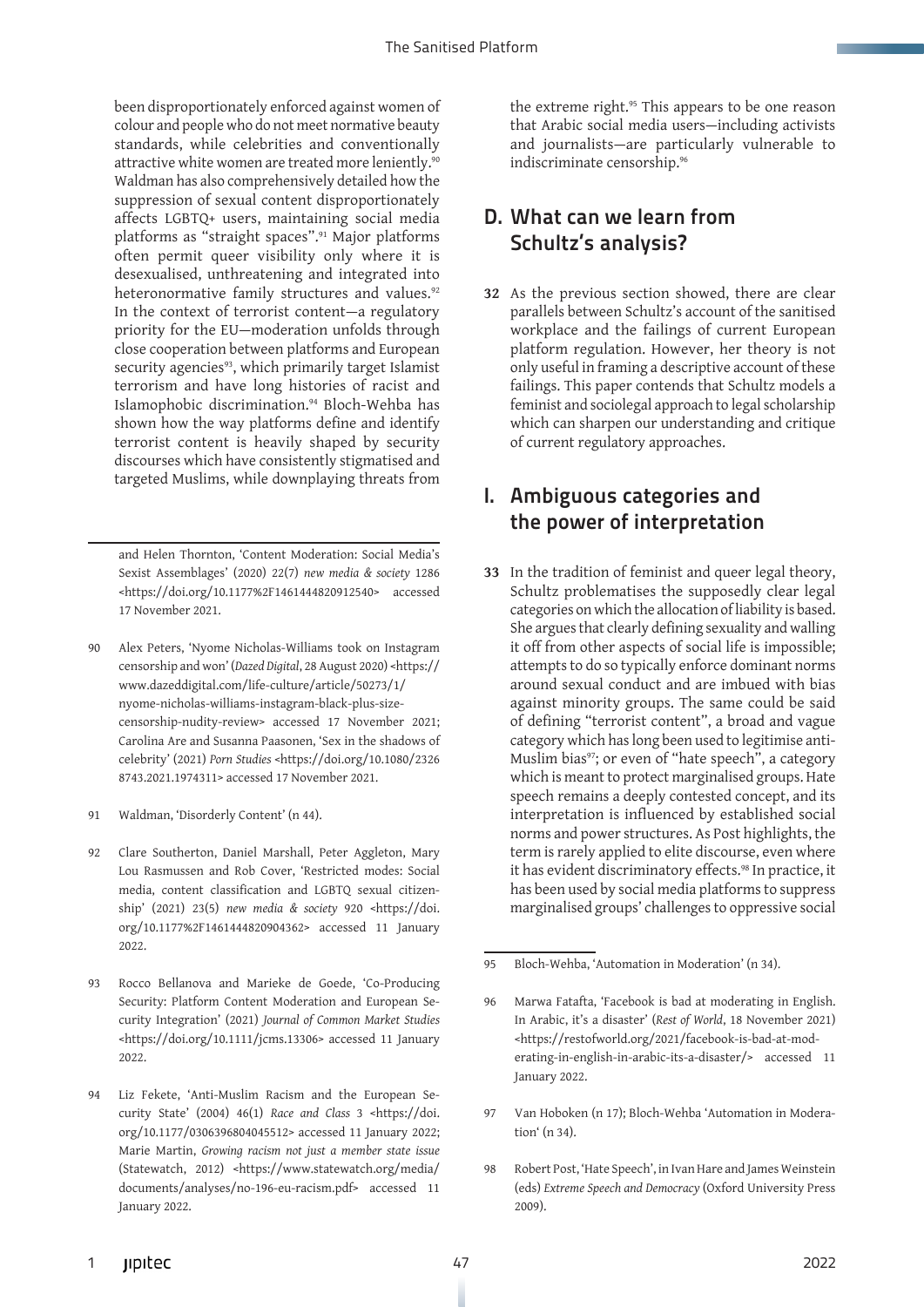been disproportionately enforced against women of colour and people who do not meet normative beauty standards, while celebrities and conventionally attractive white women are treated more leniently.[90] Waldman has also comprehensively detailed how the suppression of sexual content disproportionately affects LGBTQ+ users, maintaining social media platforms as "straight spaces".[91] Major platforms often permit queer visibility only where it is desexualised, unthreatening and integrated into heteronormative family structures and values.[92] In the context of terrorist content—a regulatory priority for the EU—moderation unfolds through close cooperation between platforms and European security agencies[93], which primarily target Islamist terrorism and have long histories of racist and Islamophobic discrimination.[94] Bloch-Wehba has shown how the way platforms define and identify terrorist content is heavily shaped by security discourses which have consistently stigmatised and targeted Muslims, while downplaying threats from the extreme right.[95] This appears to be one reason that Arabic social media users—including activists and journalists—are particularly vulnerable to indiscriminate censorship.[96]

## D. What can we learn from Schultz's analysis?

**32** As the previous section showed, there are clear parallels between Schultz's account of the sanitised workplace and the failings of current European platform regulation. However, her theory is not only useful in framing a descriptive account of these failings. This paper contends that Schultz models a feminist and sociolegal approach to legal scholarship which can sharpen our understanding and critique of current regulatory approaches.

## I. Ambiguous categories and the power of interpretation

**33** In the tradition of feminist and queer legal theory, Schultz problematises the supposedly clear legal categories on which the allocation of liability is based. She argues that clearly defining sexuality and walling it off from other aspects of social life is impossible; attempts to do so typically enforce dominant norms around sexual conduct and are imbued with bias against minority groups. The same could be said of defining "terrorist content", a broad and vague category which has long been used to legitimise anti-Muslim bias[97]; or even of "hate speech", a category which is meant to protect marginalised groups. Hate speech remains a deeply contested concept, and its interpretation is influenced by established social norms and power structures. As Post highlights, the term is rarely applied to elite discourse, even where it has evident discriminatory effects.[98] In practice, it has been used by social media platforms to suppress marginalised groups' challenges to oppressive social

---

and Helen Thornton, 'Content Moderation: Social Media's Sexist Assemblages' (2020) 22(7) *new media & society* 1286 <https://doi.org/10.1177%2F1461444820912540> accessed 17 November 2021.

90 Alex Peters, 'Nyome Nicholas-Williams took on Instagram censorship and won' (*Dazed Digital*, 28 August 2020) <https://www.dazeddigital.com/life-culture/article/50273/1/nyome-nicholas-williams-instagram-black-plus-size-censorship-nudity-review> accessed 17 November 2021; Carolina Are and Susanna Paasonen, 'Sex in the shadows of celebrity' (2021) *Porn Studies* <https://doi.org/10.1080/23268743.2021.1974311> accessed 17 November 2021.

91 Waldman, 'Disorderly Content' (n 44).

92 Clare Southerton, Daniel Marshall, Peter Aggleton, Mary Lou Rasmussen and Rob Cover, 'Restricted modes: Social media, content classification and LGBTQ sexual citizenship' (2021) 23(5) *new media & society* 920 <https://doi.org/10.1177%2F1461444820904362> accessed 11 January 2022.

93 Rocco Bellanova and Marieke de Goede, 'Co-Producing Security: Platform Content Moderation and European Security Integration' (2021) *Journal of Common Market Studies* <https://doi.org/10.1111/jcms.13306> accessed 11 January 2022.

94 Liz Fekete, 'Anti-Muslim Racism and the European Security State' (2004) 46(1) *Race and Class* 3 <https://doi.org/10.1177/0306396804045512> accessed 11 January 2022; Marie Martin, *Growing racism not just a member state issue* (Statewatch, 2012) <https://www.statewatch.org/media/documents/analyses/no-196-eu-racism.pdf> accessed 11 January 2022.

95 Bloch-Wehba, 'Automation in Moderation' (n 34).

96 Marwa Fatafta, 'Facebook is bad at moderating in English. In Arabic, it's a disaster' (*Rest of World*, 18 November 2021) <https://restofworld.org/2021/facebook-is-bad-at-moderating-in-english-in-arabic-its-a-disaster/> accessed 11 January 2022.

97 Van Hoboken (n 17); Bloch-Wehba 'Automation in Moderation' (n 34).

98 Robert Post, 'Hate Speech', in Ivan Hare and James Weinstein (eds) *Extreme Speech and Democracy* (Oxford University Press 2009).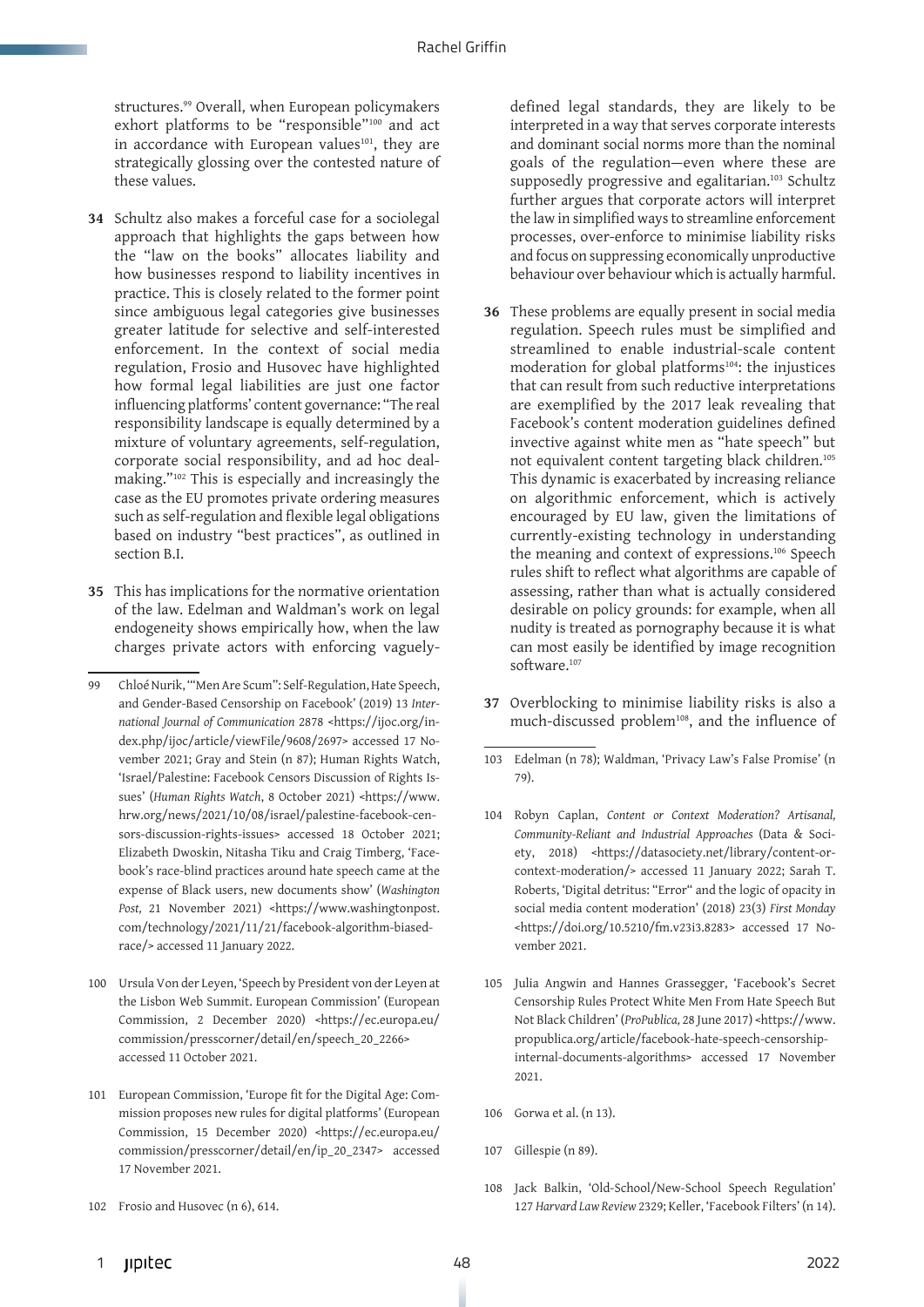structures.[99] Overall, when European policymakers exhort platforms to be "responsible"[100] and act in accordance with European values[101], they are strategically glossing over the contested nature of these values.

**34** Schultz also makes a forceful case for a sociolegal approach that highlights the gaps between how the "law on the books" allocates liability and how businesses respond to liability incentives in practice. This is closely related to the former point since ambiguous legal categories give businesses greater latitude for selective and self-interested enforcement. In the context of social media regulation, Frosio and Husovec have highlighted how formal legal liabilities are just one factor influencing platforms' content governance: "The real responsibility landscape is equally determined by a mixture of voluntary agreements, self-regulation, corporate social responsibility, and ad hoc deal-making."[102] This is especially and increasingly the case as the EU promotes private ordering measures such as self-regulation and flexible legal obligations based on industry "best practices", as outlined in section B.I.

**35** This has implications for the normative orientation of the law. Edelman and Waldman's work on legal endogeneity shows empirically how, when the law charges private actors with enforcing vaguely-defined legal standards, they are likely to be interpreted in a way that serves corporate interests and dominant social norms more than the nominal goals of the regulation—even where these are supposedly progressive and egalitarian.[103] Schultz further argues that corporate actors will interpret the law in simplified ways to streamline enforcement processes, over-enforce to minimise liability risks and focus on suppressing economically unproductive behaviour over behaviour which is actually harmful.

**36** These problems are equally present in social media regulation. Speech rules must be simplified and streamlined to enable industrial-scale content moderation for global platforms[104]: the injustices that can result from such reductive interpretations are exemplified by the 2017 leak revealing that Facebook's content moderation guidelines defined invective against white men as "hate speech" but not equivalent content targeting black children.[105] This dynamic is exacerbated by increasing reliance on algorithmic enforcement, which is actively encouraged by EU law, given the limitations of currently-existing technology in understanding the meaning and context of expressions.[106] Speech rules shift to reflect what algorithms are capable of assessing, rather than what is actually considered desirable on policy grounds: for example, when all nudity is treated as pornography because it is what can most easily be identified by image recognition software.[107]

**37** Overblocking to minimise liability risks is also a much-discussed problem[108], and the influence of

---

99 Chloé Nurik, '"Men Are Scum": Self-Regulation, Hate Speech, and Gender-Based Censorship on Facebook' (2019) 13 *International Journal of Communication* 2878 <https://ijoc.org/index.php/ijoc/article/viewFile/9608/2697> accessed 17 November 2021; Gray and Stein (n 87); Human Rights Watch, 'Israel/Palestine: Facebook Censors Discussion of Rights Issues' (*Human Rights Watch*, 8 October 2021) <https://www.hrw.org/news/2021/10/08/israel/palestine-facebook-censors-discussion-rights-issues> accessed 18 October 2021; Elizabeth Dwoskin, Nitasha Tiku and Craig Timberg, 'Facebook's race-blind practices around hate speech came at the expense of Black users, new documents show' (*Washington Post*, 21 November 2021) <https://www.washingtonpost.com/technology/2021/11/21/facebook-algorithm-biased-race/> accessed 11 January 2022.

100 Ursula Von der Leyen, 'Speech by President von der Leyen at the Lisbon Web Summit. European Commission' (European Commission, 2 December 2020) <https://ec.europa.eu/commission/presscorner/detail/en/speech_20_2266> accessed 11 October 2021.

101 European Commission, 'Europe fit for the Digital Age: Commission proposes new rules for digital platforms' (European Commission, 15 December 2020) <https://ec.europa.eu/commission/presscorner/detail/en/ip_20_2347> accessed 17 November 2021.

102 Frosio and Husovec (n 6), 614.

103 Edelman (n 78); Waldman, 'Privacy Law's False Promise' (n 79).

104 Robyn Caplan, *Content or Context Moderation? Artisanal, Community-Reliant and Industrial Approaches* (Data & Society, 2018) <https://datasociety.net/library/content-or-context-moderation/> accessed 11 January 2022; Sarah T. Roberts, 'Digital detritus: "Error" and the logic of opacity in social media content moderation' (2018) 23(3) *First Monday* <https://doi.org/10.5210/fm.v23i3.8283> accessed 17 November 2021.

105 Julia Angwin and Hannes Grassegger, 'Facebook's Secret Censorship Rules Protect White Men From Hate Speech But Not Black Children' (*ProPublica*, 28 June 2017) <https://www.propublica.org/article/facebook-hate-speech-censorship-internal-documents-algorithms> accessed 17 November 2021.

106 Gorwa et al. (n 13).

107 Gillespie (n 89).

108 Jack Balkin, 'Old-School/New-School Speech Regulation' 127 *Harvard Law Review* 2329; Keller, 'Facebook Filters' (n 14).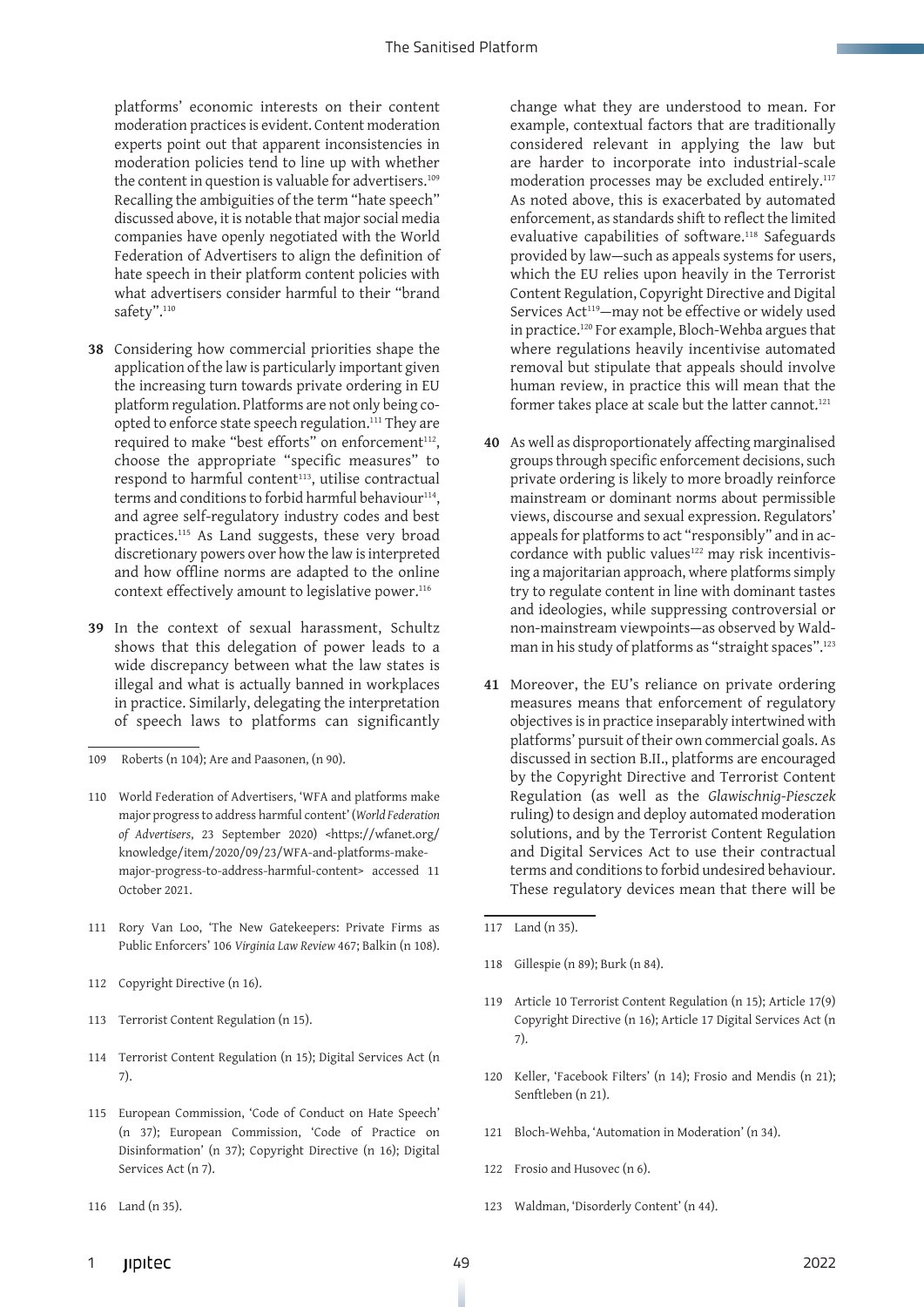platforms' economic interests on their content moderation practices is evident. Content moderation experts point out that apparent inconsistencies in moderation policies tend to line up with whether the content in question is valuable for advertisers.[109] Recalling the ambiguities of the term "hate speech" discussed above, it is notable that major social media companies have openly negotiated with the World Federation of Advertisers to align the definition of hate speech in their platform content policies with what advertisers consider harmful to their "brand safety".[110]

**38** Considering how commercial priorities shape the application of the law is particularly important given the increasing turn towards private ordering in EU platform regulation. Platforms are not only being co-opted to enforce state speech regulation.[111] They are required to make "best efforts" on enforcement[112], choose the appropriate "specific measures" to respond to harmful content[113], utilise contractual terms and conditions to forbid harmful behaviour[114], and agree self-regulatory industry codes and best practices.[115] As Land suggests, these very broad discretionary powers over how the law is interpreted and how offline norms are adapted to the online context effectively amount to legislative power.[116]

**39** In the context of sexual harassment, Schultz shows that this delegation of power leads to a wide discrepancy between what the law states is illegal and what is actually banned in workplaces in practice. Similarly, delegating the interpretation of speech laws to platforms can significantly change what they are understood to mean. For example, contextual factors that are traditionally considered relevant in applying the law but are harder to incorporate into industrial-scale moderation processes may be excluded entirely.[117] As noted above, this is exacerbated by automated enforcement, as standards shift to reflect the limited evaluative capabilities of software.[118] Safeguards provided by law—such as appeals systems for users, which the EU relies upon heavily in the Terrorist Content Regulation, Copyright Directive and Digital Services Act[119]—may not be effective or widely used in practice.[120] For example, Bloch-Wehba argues that where regulations heavily incentivise automated removal but stipulate that appeals should involve human review, in practice this will mean that the former takes place at scale but the latter cannot.[121]

**40** As well as disproportionately affecting marginalised groups through specific enforcement decisions, such private ordering is likely to more broadly reinforce mainstream or dominant norms about permissible views, discourse and sexual expression. Regulators' appeals for platforms to act "responsibly" and in accordance with public values[122] may risk incentivising a majoritarian approach, where platforms simply try to regulate content in line with dominant tastes and ideologies, while suppressing controversial or non-mainstream viewpoints—as observed by Waldman in his study of platforms as "straight spaces".[123]

**41** Moreover, the EU's reliance on private ordering measures means that enforcement of regulatory objectives is in practice inseparably intertwined with platforms' pursuit of their own commercial goals. As discussed in section B.II., platforms are encouraged by the Copyright Directive and Terrorist Content Regulation (as well as the *Glawischnig-Piesczek* ruling) to design and deploy automated moderation solutions, and by the Terrorist Content Regulation and Digital Services Act to use their contractual terms and conditions to forbid undesired behaviour. These regulatory devices mean that there will be

---

109 Roberts (n 104); Are and Paasonen, (n 90).

110 World Federation of Advertisers, 'WFA and platforms make major progress to address harmful content' (*World Federation of Advertisers*, 23 September 2020) <https://wfanet.org/knowledge/item/2020/09/23/WFA-and-platforms-make-major-progress-to-address-harmful-content> accessed 11 October 2021.

111 Rory Van Loo, 'The New Gatekeepers: Private Firms as Public Enforcers' 106 *Virginia Law Review* 467; Balkin (n 108).

112 Copyright Directive (n 16).

113 Terrorist Content Regulation (n 15).

114 Terrorist Content Regulation (n 15); Digital Services Act (n 7).

115 European Commission, 'Code of Conduct on Hate Speech' (n 37); European Commission, 'Code of Practice on Disinformation' (n 37); Copyright Directive (n 16); Digital Services Act (n 7).

116 Land (n 35).

117 Land (n 35).

118 Gillespie (n 89); Burk (n 84).

119 Article 10 Terrorist Content Regulation (n 15); Article 17(9) Copyright Directive (n 16); Article 17 Digital Services Act (n 7).

120 Keller, 'Facebook Filters' (n 14); Frosio and Mendis (n 21); Senftleben (n 21).

121 Bloch-Wehba, 'Automation in Moderation' (n 34).

122 Frosio and Husovec (n 6).

123 Waldman, 'Disorderly Content' (n 44).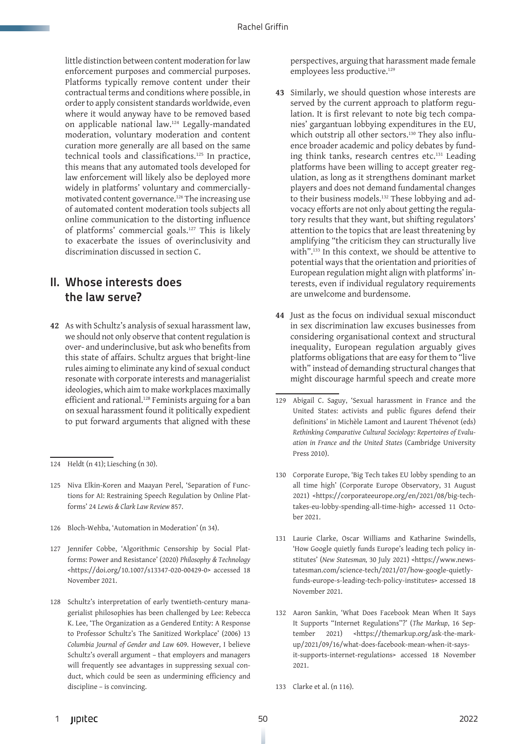little distinction between content moderation for law enforcement purposes and commercial purposes. Platforms typically remove content under their contractual terms and conditions where possible, in order to apply consistent standards worldwide, even where it would anyway have to be removed based on applicable national law.[124] Legally-mandated moderation, voluntary moderation and content curation more generally are all based on the same technical tools and classifications.[125] In practice, this means that any automated tools developed for law enforcement will likely also be deployed more widely in platforms' voluntary and commercially-motivated content governance.[126] The increasing use of automated content moderation tools subjects all online communication to the distorting influence of platforms' commercial goals.[127] This is likely to exacerbate the issues of overinclusivity and discrimination discussed in section C.

## II. Whose interests does the law serve?

**42** As with Schultz's analysis of sexual harassment law, we should not only observe that content regulation is over- and underinclusive, but ask who benefits from this state of affairs. Schultz argues that bright-line rules aiming to eliminate any kind of sexual conduct resonate with corporate interests and managerialist ideologies, which aim to make workplaces maximally efficient and rational.[128] Feminists arguing for a ban on sexual harassment found it politically expedient to put forward arguments that aligned with these perspectives, arguing that harassment made female employees less productive.[129]

**43** Similarly, we should question whose interests are served by the current approach to platform regulation. It is first relevant to note big tech companies' gargantuan lobbying expenditures in the EU, which outstrip all other sectors.[130] They also influence broader academic and policy debates by funding think tanks, research centres etc.[131] Leading platforms have been willing to accept greater regulation, as long as it strengthens dominant market players and does not demand fundamental changes to their business models.[132] These lobbying and advocacy efforts are not only about getting the regulatory results that they want, but shifting regulators' attention to the topics that are least threatening by amplifying "the criticism they can structurally live with".[133] In this context, we should be attentive to potential ways that the orientation and priorities of European regulation might align with platforms' interests, even if individual regulatory requirements are unwelcome and burdensome.

**44** Just as the focus on individual sexual misconduct in sex discrimination law excuses businesses from considering organisational context and structural inequality, European regulation arguably gives platforms obligations that are easy for them to "live with" instead of demanding structural changes that might discourage harmful speech and create more

---

124 Heldt (n 41); Liesching (n 30).

125 Niva Elkin-Koren and Maayan Perel, 'Separation of Functions for AI: Restraining Speech Regulation by Online Platforms' 24 *Lewis & Clark Law Review* 857.

126 Bloch-Wehba, 'Automation in Moderation' (n 34).

127 Jennifer Cobbe, 'Algorithmic Censorship by Social Platforms: Power and Resistance' (2020) *Philosophy & Technology* <https://doi.org/10.1007/s13347-020-00429-0> accessed 18 November 2021.

128 Schultz's interpretation of early twentieth-century managerialist philosophies has been challenged by Lee: Rebecca K. Lee, 'The Organization as a Gendered Entity: A Response to Professor Schultz's The Sanitized Workplace' (2006) 13 *Columbia Journal of Gender and Law* 609. However, I believe Schultz's overall argument – that employers and managers will frequently see advantages in suppressing sexual conduct, which could be seen as undermining efficiency and discipline – is convincing.

129 Abigail C. Saguy, 'Sexual harassment in France and the United States: activists and public figures defend their definitions' in Michèle Lamont and Laurent Thévenot (eds) *Rethinking Comparative Cultural Sociology: Repertoires of Evaluation in France and the United States* (Cambridge University Press 2010).

130 Corporate Europe, 'Big Tech takes EU lobby spending to an all time high' (Corporate Europe Observatory, 31 August 2021) <https://corporateeurope.org/en/2021/08/big-tech-takes-eu-lobby-spending-all-time-high> accessed 11 October 2021.

131 Laurie Clarke, Oscar Williams and Katharine Swindells, 'How Google quietly funds Europe's leading tech policy institutes' (*New Statesman,* 30 July 2021) <https://www.newstatesman.com/science-tech/2021/07/how-google-quietly-funds-europe-s-leading-tech-policy-institutes> accessed 18 November 2021.

132 Aaron Sankin, 'What Does Facebook Mean When It Says It Supports "Internet Regulations"?' (*The Markup*, 16 September 2021) <https://themarkup.org/ask-the-markup/2021/09/16/what-does-facebook-mean-when-it-says-it-supports-internet-regulations> accessed 18 November 2021.

133 Clarke et al. (n 116).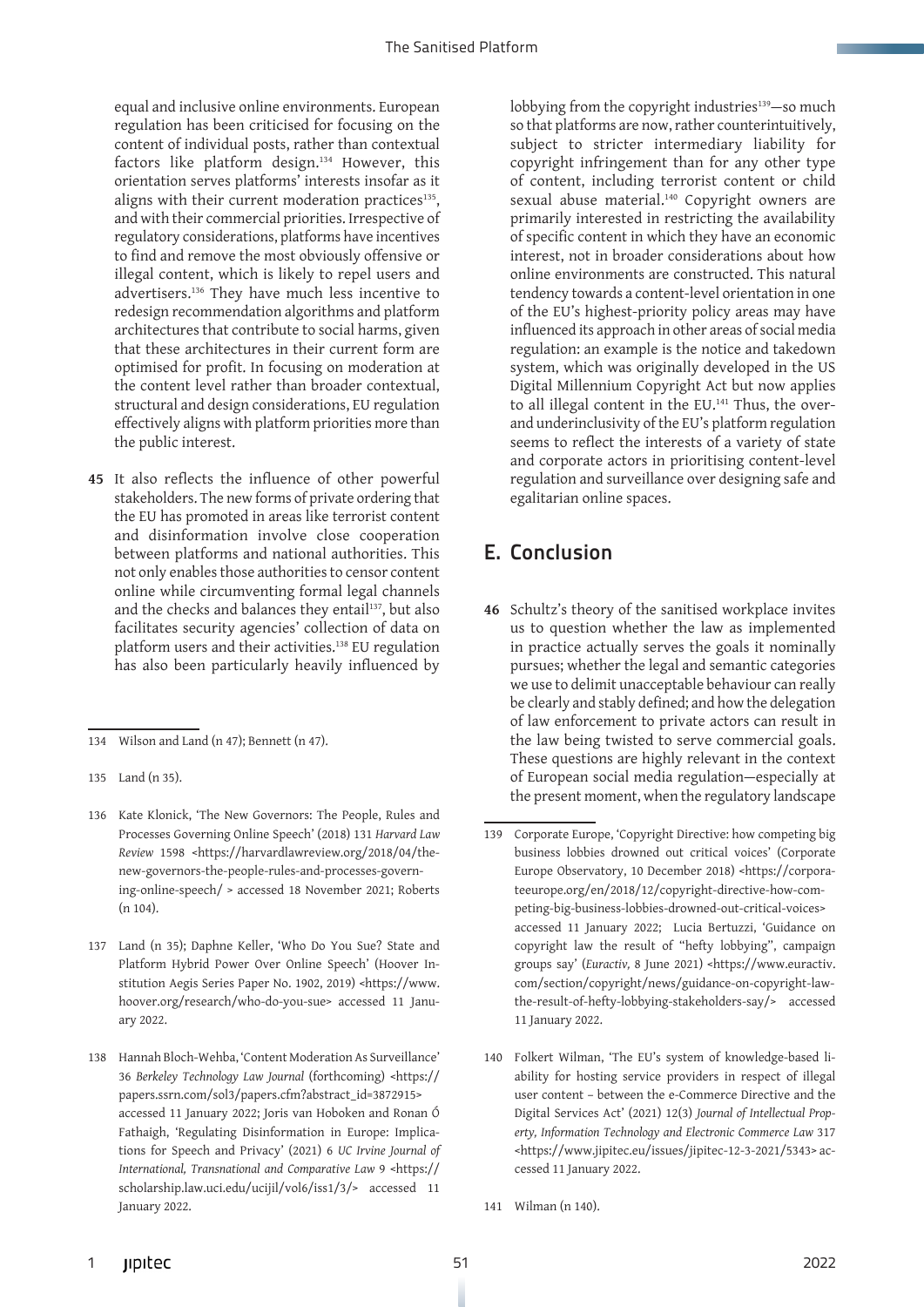equal and inclusive online environments. European regulation has been criticised for focusing on the content of individual posts, rather than contextual factors like platform design.[134] However, this orientation serves platforms' interests insofar as it aligns with their current moderation practices[135], and with their commercial priorities. Irrespective of regulatory considerations, platforms have incentives to find and remove the most obviously offensive or illegal content, which is likely to repel users and advertisers.[136] They have much less incentive to redesign recommendation algorithms and platform architectures that contribute to social harms, given that these architectures in their current form are optimised for profit. In focusing on moderation at the content level rather than broader contextual, structural and design considerations, EU regulation effectively aligns with platform priorities more than the public interest.

**45** It also reflects the influence of other powerful stakeholders. The new forms of private ordering that the EU has promoted in areas like terrorist content and disinformation involve close cooperation between platforms and national authorities. This not only enables those authorities to censor content online while circumventing formal legal channels and the checks and balances they entail[137], but also facilitates security agencies' collection of data on platform users and their activities.[138] EU regulation has also been particularly heavily influenced by lobbying from the copyright industries[139]—so much so that platforms are now, rather counterintuitively, subject to stricter intermediary liability for copyright infringement than for any other type of content, including terrorist content or child sexual abuse material.[140] Copyright owners are primarily interested in restricting the availability of specific content in which they have an economic interest, not in broader considerations about how online environments are constructed. This natural tendency towards a content-level orientation in one of the EU's highest-priority policy areas may have influenced its approach in other areas of social media regulation: an example is the notice and takedown system, which was originally developed in the US Digital Millennium Copyright Act but now applies to all illegal content in the EU.[141] Thus, the over- and underinclusivity of the EU's platform regulation seems to reflect the interests of a variety of state and corporate actors in prioritising content-level regulation and surveillance over designing safe and egalitarian online spaces.

## E. Conclusion

**46** Schultz's theory of the sanitised workplace invites us to question whether the law as implemented in practice actually serves the goals it nominally pursues; whether the legal and semantic categories we use to delimit unacceptable behaviour can really be clearly and stably defined; and how the delegation of law enforcement to private actors can result in the law being twisted to serve commercial goals. These questions are highly relevant in the context of European social media regulation—especially at the present moment, when the regulatory landscape

---

134 Wilson and Land (n 47); Bennett (n 47).

135 Land (n 35).

136 Kate Klonick, 'The New Governors: The People, Rules and Processes Governing Online Speech' (2018) 131 *Harvard Law Review* 1598 <https://harvardlawreview.org/2018/04/the-new-governors-the-people-rules-and-processes-governing-online-speech/ > accessed 18 November 2021; Roberts (n 104).

137 Land (n 35); Daphne Keller, 'Who Do You Sue? State and Platform Hybrid Power Over Online Speech' (Hoover Institution Aegis Series Paper No. 1902, 2019) <https://www.hoover.org/research/who-do-you-sue> accessed 11 January 2022.

138 Hannah Bloch-Wehba, 'Content Moderation As Surveillance' 36 *Berkeley Technology Law Journal* (forthcoming) <https://papers.ssrn.com/sol3/papers.cfm?abstract_id=3872915> accessed 11 January 2022; Joris van Hoboken and Ronan Ó Fathaigh, 'Regulating Disinformation in Europe: Implications for Speech and Privacy' (2021) 6 *UC Irvine Journal of International, Transnational and Comparative Law* 9 <https://scholarship.law.uci.edu/ucijil/vol6/iss1/3/> accessed 11 January 2022.

139 Corporate Europe, 'Copyright Directive: how competing big business lobbies drowned out critical voices' (Corporate Europe Observatory, 10 December 2018) <https://corporateeurope.org/en/2018/12/copyright-directive-how-competing-big-business-lobbies-drowned-out-critical-voices> accessed 11 January 2022; Lucia Bertuzzi, 'Guidance on copyright law the result of "hefty lobbying", campaign groups say' (*Euractiv*, 8 June 2021) <https://www.euractiv.com/section/copyright/news/guidance-on-copyright-law-the-result-of-hefty-lobbying-stakeholders-say/> accessed 11 January 2022.

140 Folkert Wilman, 'The EU's system of knowledge-based liability for hosting service providers in respect of illegal user content – between the e-Commerce Directive and the Digital Services Act' (2021) 12(3) *Journal of Intellectual Property, Information Technology and Electronic Commerce Law* 317 <https://www.jipitec.eu/issues/jipitec-12-3-2021/5343> accessed 11 January 2022.

141 Wilman (n 140).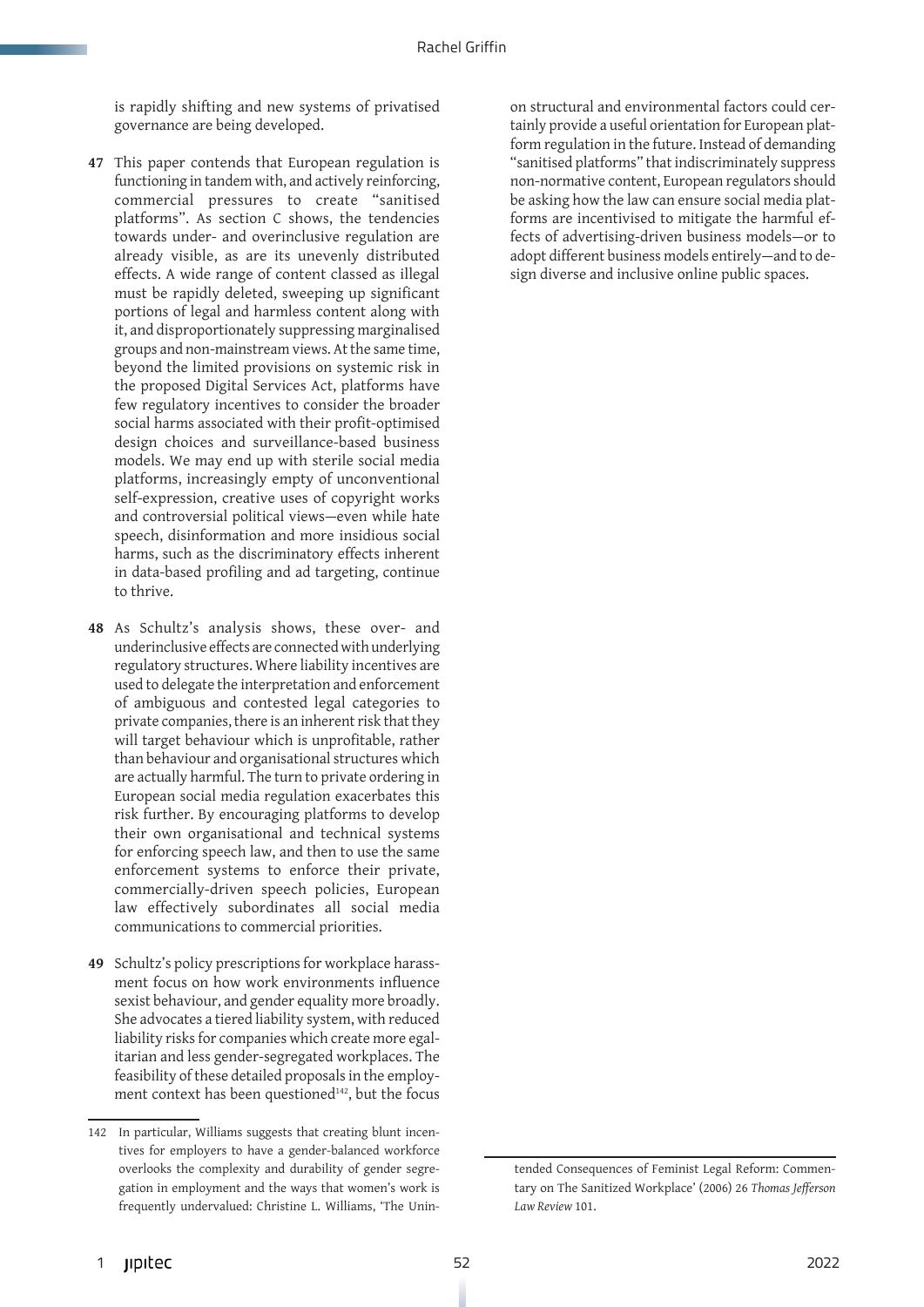is rapidly shifting and new systems of privatised governance are being developed.

**47** This paper contends that European regulation is functioning in tandem with, and actively reinforcing, commercial pressures to create "sanitised platforms". As section C shows, the tendencies towards under- and overinclusive regulation are already visible, as are its unevenly distributed effects. A wide range of content classed as illegal must be rapidly deleted, sweeping up significant portions of legal and harmless content along with it, and disproportionately suppressing marginalised groups and non-mainstream views. At the same time, beyond the limited provisions on systemic risk in the proposed Digital Services Act, platforms have few regulatory incentives to consider the broader social harms associated with their profit-optimised design choices and surveillance-based business models. We may end up with sterile social media platforms, increasingly empty of unconventional self-expression, creative uses of copyright works and controversial political views—even while hate speech, disinformation and more insidious social harms, such as the discriminatory effects inherent in data-based profiling and ad targeting, continue to thrive.

**48** As Schultz's analysis shows, these over- and underinclusive effects are connected with underlying regulatory structures. Where liability incentives are used to delegate the interpretation and enforcement of ambiguous and contested legal categories to private companies, there is an inherent risk that they will target behaviour which is unprofitable, rather than behaviour and organisational structures which are actually harmful. The turn to private ordering in European social media regulation exacerbates this risk further. By encouraging platforms to develop their own organisational and technical systems for enforcing speech law, and then to use the same enforcement systems to enforce their private, commercially-driven speech policies, European law effectively subordinates all social media communications to commercial priorities.

**49** Schultz's policy prescriptions for workplace harassment focus on how work environments influence sexist behaviour, and gender equality more broadly. She advocates a tiered liability system, with reduced liability risks for companies which create more egalitarian and less gender-segregated workplaces. The feasibility of these detailed proposals in the employment context has been questioned[142], but the focus on structural and environmental factors could certainly provide a useful orientation for European platform regulation in the future. Instead of demanding "sanitised platforms" that indiscriminately suppress non-normative content, European regulators should be asking how the law can ensure social media platforms are incentivised to mitigate the harmful effects of advertising-driven business models—or to adopt different business models entirely—and to design diverse and inclusive online public spaces.

---

142 In particular, Williams suggests that creating blunt incentives for employers to have a gender-balanced workforce overlooks the complexity and durability of gender segregation in employment and the ways that women's work is frequently undervalued: Christine L. Williams, 'The Unintended Consequences of Feminist Legal Reform: Commentary on The Sanitized Workplace' (2006) 26 *Thomas Jefferson Law Review* 101.